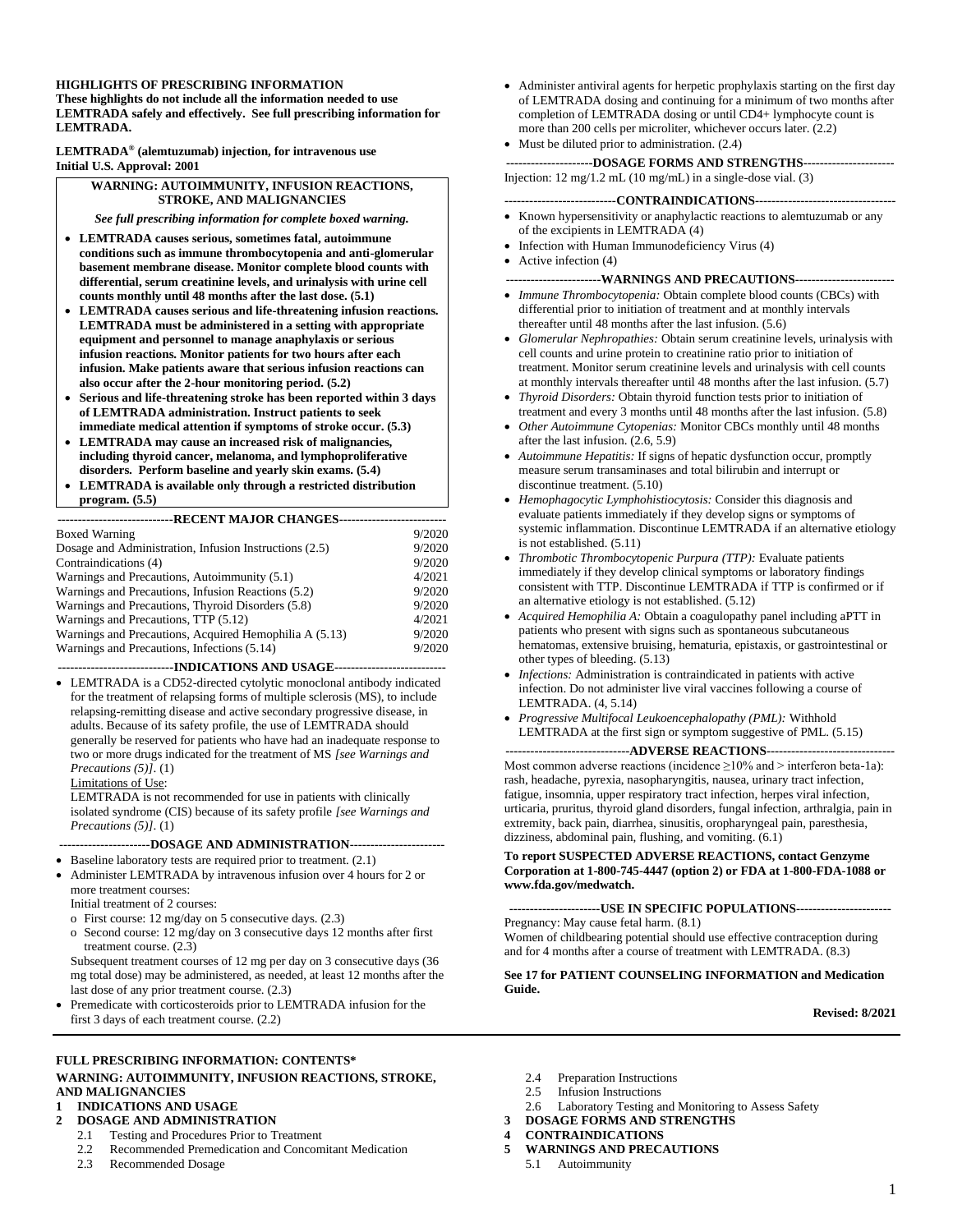**HIGHLIGHTS OF PRESCRIBING INFORMATION**
**These highlights do not include all the information needed to use LEMTRADA safely and effectively. See full prescribing information for LEMTRADA.**

**LEMTRADA® (alemtuzumab) injection, for intravenous use**
**Initial U.S. Approval: 2001**

**WARNING: AUTOIMMUNITY, INFUSION REACTIONS, STROKE, AND MALIGNANCIES**

***See full prescribing information for complete boxed warning.***

- **LEMTRADA causes serious, sometimes fatal, autoimmune conditions such as immune thrombocytopenia and anti-glomerular basement membrane disease. Monitor complete blood counts with differential, serum creatinine levels, and urinalysis with urine cell counts monthly until 48 months after the last dose. (5.1)**
- **LEMTRADA causes serious and life-threatening infusion reactions. LEMTRADA must be administered in a setting with appropriate equipment and personnel to manage anaphylaxis or serious infusion reactions. Monitor patients for two hours after each infusion. Make patients aware that serious infusion reactions can also occur after the 2-hour monitoring period. (5.2)**
- **Serious and life-threatening stroke has been reported within 3 days of LEMTRADA administration. Instruct patients to seek immediate medical attention if symptoms of stroke occur. (5.3)**
- **LEMTRADA may cause an increased risk of malignancies, including thyroid cancer, melanoma, and lymphoproliferative disorders. Perform baseline and yearly skin exams. (5.4)**
- **LEMTRADA is available only through a restricted distribution program. (5.5)**

**RECENT MAJOR CHANGES**

| | |
|---|---|
| Boxed Warning | 9/2020 |
| Dosage and Administration, Infusion Instructions (2.5) | 9/2020 |
| Contraindications (4) | 9/2020 |
| Warnings and Precautions, Autoimmunity (5.1) | 4/2021 |
| Warnings and Precautions, Infusion Reactions (5.2) | 9/2020 |
| Warnings and Precautions, Thyroid Disorders (5.8) | 9/2020 |
| Warnings and Precautions, TTP (5.12) | 4/2021 |
| Warnings and Precautions, Acquired Hemophilia A (5.13) | 9/2020 |
| Warnings and Precautions, Infections (5.14) | 9/2020 |

**INDICATIONS AND USAGE**

- LEMTRADA is a CD52-directed cytolytic monoclonal antibody indicated for the treatment of relapsing forms of multiple sclerosis (MS), to include relapsing-remitting disease and active secondary progressive disease, in adults. Because of its safety profile, the use of LEMTRADA should generally be reserved for patients who have had an inadequate response to two or more drugs indicated for the treatment of MS *[see Warnings and Precautions (5)]*. (1)

  Limitations of Use:

  LEMTRADA is not recommended for use in patients with clinically isolated syndrome (CIS) because of its safety profile *[see Warnings and Precautions (5)]*. (1)

**DOSAGE AND ADMINISTRATION**

- Baseline laboratory tests are required prior to treatment. (2.1)
- Administer LEMTRADA by intravenous infusion over 4 hours for 2 or more treatment courses:

  Initial treatment of 2 courses:
  - First course: 12 mg/day on 5 consecutive days. (2.3)
  - Second course: 12 mg/day on 3 consecutive days 12 months after first treatment course. (2.3)

  Subsequent treatment courses of 12 mg per day on 3 consecutive days (36 mg total dose) may be administered, as needed, at least 12 months after the last dose of any prior treatment course. (2.3)
- Premedicate with corticosteroids prior to LEMTRADA infusion for the first 3 days of each treatment course. (2.2)
- Administer antiviral agents for herpetic prophylaxis starting on the first day of LEMTRADA dosing and continuing for a minimum of two months after completion of LEMTRADA dosing or until CD4+ lymphocyte count is more than 200 cells per microliter, whichever occurs later. (2.2)
- Must be diluted prior to administration. (2.4)

**DOSAGE FORMS AND STRENGTHS**

Injection: 12 mg/1.2 mL (10 mg/mL) in a single-dose vial. (3)

**CONTRAINDICATIONS**

- Known hypersensitivity or anaphylactic reactions to alemtuzumab or any of the excipients in LEMTRADA (4)
- Infection with Human Immunodeficiency Virus (4)
- Active infection (4)

**WARNINGS AND PRECAUTIONS**

- *Immune Thrombocytopenia:* Obtain complete blood counts (CBCs) with differential prior to initiation of treatment and at monthly intervals thereafter until 48 months after the last infusion. (5.6)
- *Glomerular Nephropathies:* Obtain serum creatinine levels, urinalysis with cell counts and urine protein to creatinine ratio prior to initiation of treatment. Monitor serum creatinine levels and urinalysis with cell counts at monthly intervals thereafter until 48 months after the last infusion. (5.7)
- *Thyroid Disorders:* Obtain thyroid function tests prior to initiation of treatment and every 3 months until 48 months after the last infusion. (5.8)
- *Other Autoimmune Cytopenias:* Monitor CBCs monthly until 48 months after the last infusion. (2.6, 5.9)
- *Autoimmune Hepatitis:* If signs of hepatic dysfunction occur, promptly measure serum transaminases and total bilirubin and interrupt or discontinue treatment. (5.10)
- *Hemophagocytic Lymphohistiocytosis:* Consider this diagnosis and evaluate patients immediately if they develop signs or symptoms of systemic inflammation. Discontinue LEMTRADA if an alternative etiology is not established. (5.11)
- *Thrombotic Thrombocytopenic Purpura (TTP):* Evaluate patients immediately if they develop clinical symptoms or laboratory findings consistent with TTP. Discontinue LEMTRADA if TTP is confirmed or if an alternative etiology is not established. (5.12)
- *Acquired Hemophilia A:* Obtain a coagulopathy panel including aPTT in patients who present with signs such as spontaneous subcutaneous hematomas, extensive bruising, hematuria, epistaxis, or gastrointestinal or other types of bleeding. (5.13)
- *Infections:* Administration is contraindicated in patients with active infection. Do not administer live viral vaccines following a course of LEMTRADA. (4, 5.14)
- *Progressive Multifocal Leukoencephalopathy (PML):* Withhold LEMTRADA at the first sign or symptom suggestive of PML. (5.15)

**ADVERSE REACTIONS**

Most common adverse reactions (incidence ≥10% and > interferon beta-1a): rash, headache, pyrexia, nasopharyngitis, nausea, urinary tract infection, fatigue, insomnia, upper respiratory tract infection, herpes viral infection, urticaria, pruritus, thyroid gland disorders, fungal infection, arthralgia, pain in extremity, back pain, diarrhea, sinusitis, oropharyngeal pain, paresthesia, dizziness, abdominal pain, flushing, and vomiting. (6.1)

**To report SUSPECTED ADVERSE REACTIONS, contact Genzyme Corporation at 1-800-745-4447 (option 2) or FDA at 1-800-FDA-1088 or www.fda.gov/medwatch.**

**USE IN SPECIFIC POPULATIONS**

Pregnancy: May cause fetal harm. (8.1)

Women of childbearing potential should use effective contraception during and for 4 months after a course of treatment with LEMTRADA. (8.3)

**See 17 for PATIENT COUNSELING INFORMATION and Medication Guide.**

**Revised: 8/2021**

**FULL PRESCRIBING INFORMATION: CONTENTS***

**WARNING: AUTOIMMUNITY, INFUSION REACTIONS, STROKE, AND MALIGNANCIES**

**1 INDICATIONS AND USAGE**

**2 DOSAGE AND ADMINISTRATION**
- 2.1 Testing and Procedures Prior to Treatment
- 2.2 Recommended Premedication and Concomitant Medication
- 2.3 Recommended Dosage
- 2.4 Preparation Instructions
- 2.5 Infusion Instructions
- 2.6 Laboratory Testing and Monitoring to Assess Safety

**3 DOSAGE FORMS AND STRENGTHS**

**4 CONTRAINDICATIONS**

**5 WARNINGS AND PRECAUTIONS**
- 5.1 Autoimmunity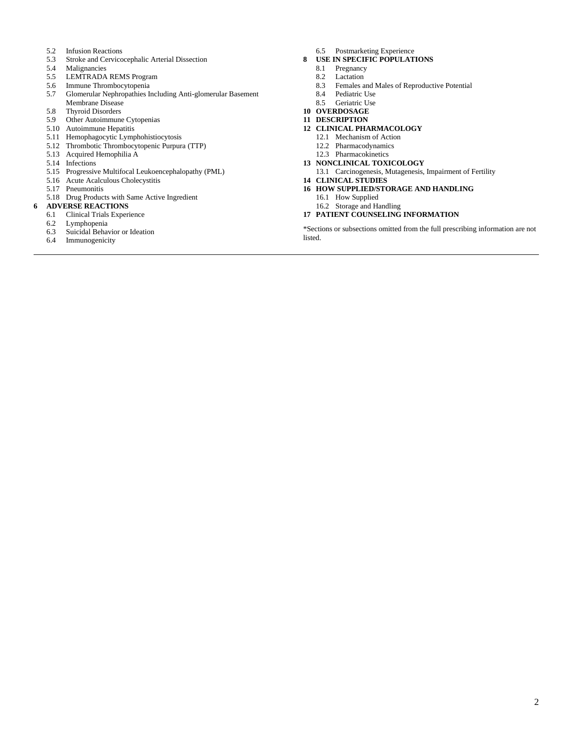5.2 Infusion Reactions
5.3 Stroke and Cervicocephalic Arterial Dissection
5.4 Malignancies
5.5 LEMTRADA REMS Program
5.6 Immune Thrombocytopenia
5.7 Glomerular Nephropathies Including Anti-glomerular Basement Membrane Disease
5.8 Thyroid Disorders
5.9 Other Autoimmune Cytopenias
5.10 Autoimmune Hepatitis
5.11 Hemophagocytic Lymphohistiocytosis
5.12 Thrombotic Thrombocytopenic Purpura (TTP)
5.13 Acquired Hemophilia A
5.14 Infections
5.15 Progressive Multifocal Leukoencephalopathy (PML)
5.16 Acute Acalculous Cholecystitis
5.17 Pneumonitis
5.18 Drug Products with Same Active Ingredient

**6 ADVERSE REACTIONS**

6.1 Clinical Trials Experience
6.2 Lymphopenia
6.3 Suicidal Behavior or Ideation
6.4 Immunogenicity
6.5 Postmarketing Experience

**8 USE IN SPECIFIC POPULATIONS**

8.1 Pregnancy
8.2 Lactation
8.3 Females and Males of Reproductive Potential
8.4 Pediatric Use
8.5 Geriatric Use

**10 OVERDOSAGE**

**11 DESCRIPTION**

**12 CLINICAL PHARMACOLOGY**

12.1 Mechanism of Action
12.2 Pharmacodynamics
12.3 Pharmacokinetics

**13 NONCLINICAL TOXICOLOGY**

13.1 Carcinogenesis, Mutagenesis, Impairment of Fertility

**14 CLINICAL STUDIES**

**16 HOW SUPPLIED/STORAGE AND HANDLING**

16.1 How Supplied
16.2 Storage and Handling

**17 PATIENT COUNSELING INFORMATION**

*Sections or subsections omitted from the full prescribing information are not listed.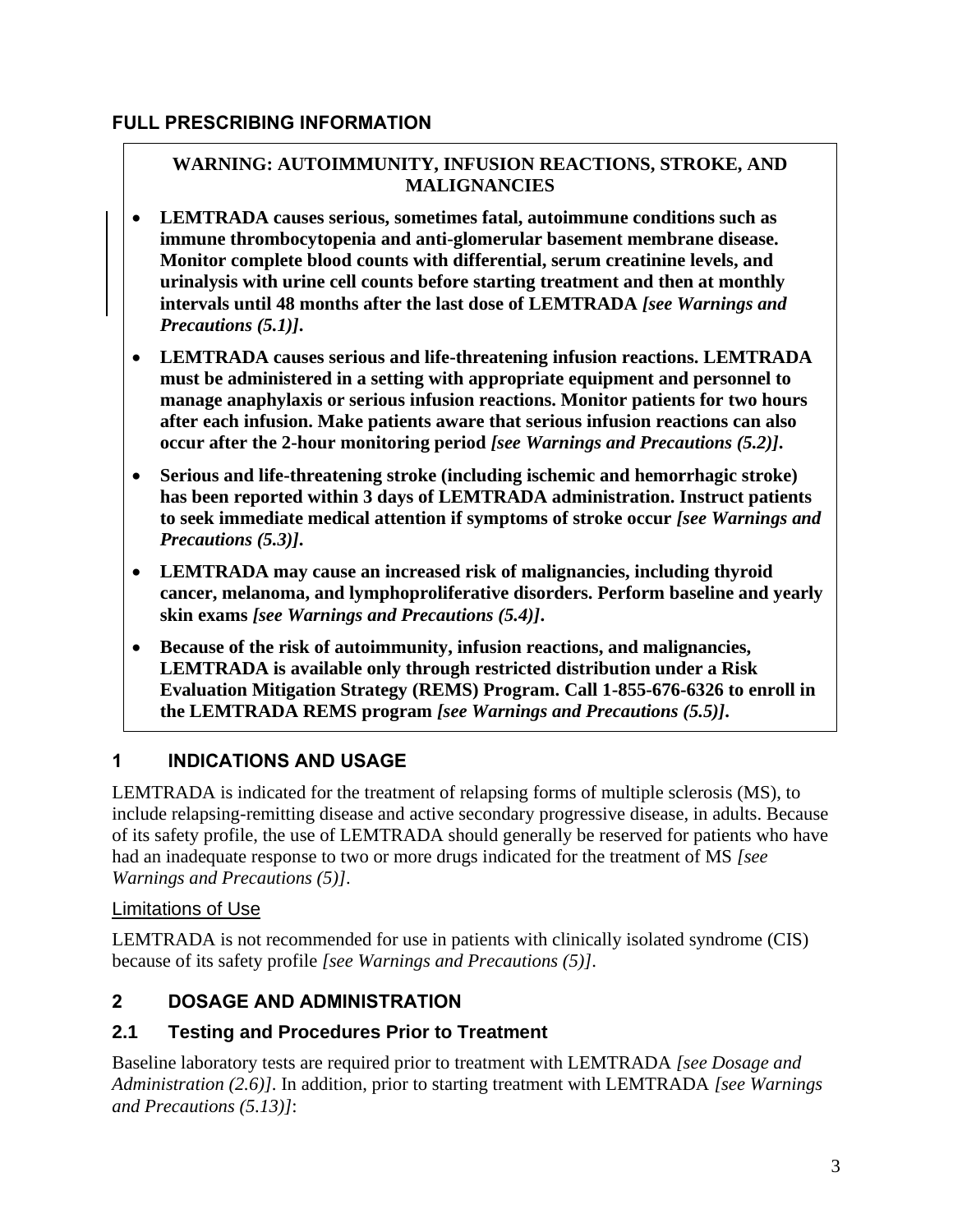## FULL PRESCRIBING INFORMATION

**WARNING: AUTOIMMUNITY, INFUSION REACTIONS, STROKE, AND MALIGNANCIES**

- **LEMTRADA causes serious, sometimes fatal, autoimmune conditions such as immune thrombocytopenia and anti-glomerular basement membrane disease. Monitor complete blood counts with differential, serum creatinine levels, and urinalysis with urine cell counts before starting treatment and then at monthly intervals until 48 months after the last dose of LEMTRADA *[see Warnings and Precautions (5.1)]*.**
- **LEMTRADA causes serious and life-threatening infusion reactions. LEMTRADA must be administered in a setting with appropriate equipment and personnel to manage anaphylaxis or serious infusion reactions. Monitor patients for two hours after each infusion. Make patients aware that serious infusion reactions can also occur after the 2-hour monitoring period *[see Warnings and Precautions (5.2)]*.**
- **Serious and life-threatening stroke (including ischemic and hemorrhagic stroke) has been reported within 3 days of LEMTRADA administration. Instruct patients to seek immediate medical attention if symptoms of stroke occur *[see Warnings and Precautions (5.3)]*.**
- **LEMTRADA may cause an increased risk of malignancies, including thyroid cancer, melanoma, and lymphoproliferative disorders. Perform baseline and yearly skin exams *[see Warnings and Precautions (5.4)]*.**
- **Because of the risk of autoimmunity, infusion reactions, and malignancies, LEMTRADA is available only through restricted distribution under a Risk Evaluation Mitigation Strategy (REMS) Program. Call 1-855-676-6326 to enroll in the LEMTRADA REMS program *[see Warnings and Precautions (5.5)]*.**

## 1 INDICATIONS AND USAGE

LEMTRADA is indicated for the treatment of relapsing forms of multiple sclerosis (MS), to include relapsing-remitting disease and active secondary progressive disease, in adults. Because of its safety profile, the use of LEMTRADA should generally be reserved for patients who have had an inadequate response to two or more drugs indicated for the treatment of MS *[see Warnings and Precautions (5)]*.

Limitations of Use

LEMTRADA is not recommended for use in patients with clinically isolated syndrome (CIS) because of its safety profile *[see Warnings and Precautions (5)]*.

## 2 DOSAGE AND ADMINISTRATION

### 2.1 Testing and Procedures Prior to Treatment

Baseline laboratory tests are required prior to treatment with LEMTRADA *[see Dosage and Administration (2.6)]*. In addition, prior to starting treatment with LEMTRADA *[see Warnings and Precautions (5.13)]*: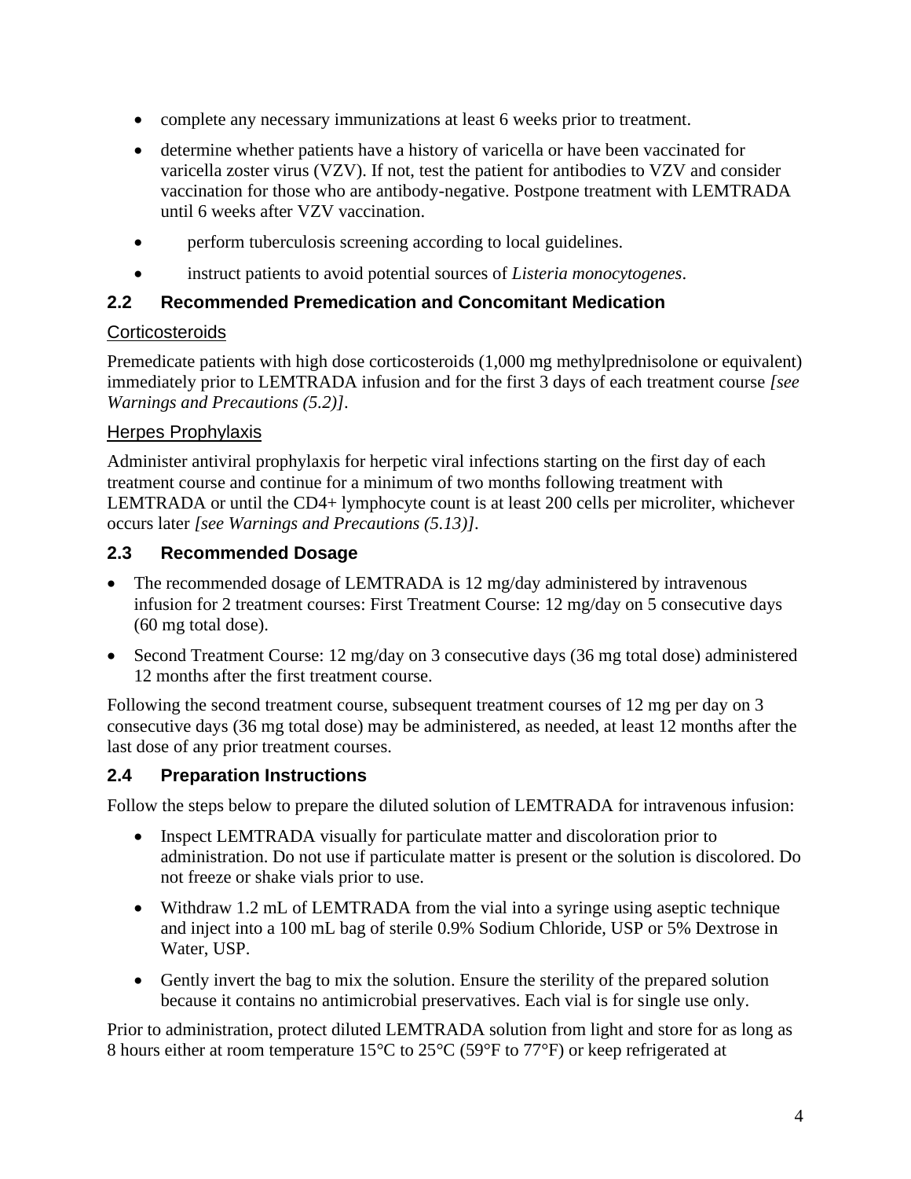- complete any necessary immunizations at least 6 weeks prior to treatment.
- determine whether patients have a history of varicella or have been vaccinated for varicella zoster virus (VZV). If not, test the patient for antibodies to VZV and consider vaccination for those who are antibody-negative. Postpone treatment with LEMTRADA until 6 weeks after VZV vaccination.
- perform tuberculosis screening according to local guidelines.
- instruct patients to avoid potential sources of *Listeria monocytogenes*.

## 2.2 Recommended Premedication and Concomitant Medication

Corticosteroids

Premedicate patients with high dose corticosteroids (1,000 mg methylprednisolone or equivalent) immediately prior to LEMTRADA infusion and for the first 3 days of each treatment course *[see Warnings and Precautions (5.2)]*.

Herpes Prophylaxis

Administer antiviral prophylaxis for herpetic viral infections starting on the first day of each treatment course and continue for a minimum of two months following treatment with LEMTRADA or until the CD4+ lymphocyte count is at least 200 cells per microliter, whichever occurs later *[see Warnings and Precautions (5.13)]*.

## 2.3 Recommended Dosage

- The recommended dosage of LEMTRADA is 12 mg/day administered by intravenous infusion for 2 treatment courses: First Treatment Course: 12 mg/day on 5 consecutive days (60 mg total dose).
- Second Treatment Course: 12 mg/day on 3 consecutive days (36 mg total dose) administered 12 months after the first treatment course.

Following the second treatment course, subsequent treatment courses of 12 mg per day on 3 consecutive days (36 mg total dose) may be administered, as needed, at least 12 months after the last dose of any prior treatment courses.

## 2.4 Preparation Instructions

Follow the steps below to prepare the diluted solution of LEMTRADA for intravenous infusion:

- Inspect LEMTRADA visually for particulate matter and discoloration prior to administration. Do not use if particulate matter is present or the solution is discolored. Do not freeze or shake vials prior to use.
- Withdraw 1.2 mL of LEMTRADA from the vial into a syringe using aseptic technique and inject into a 100 mL bag of sterile 0.9% Sodium Chloride, USP or 5% Dextrose in Water, USP.
- Gently invert the bag to mix the solution. Ensure the sterility of the prepared solution because it contains no antimicrobial preservatives. Each vial is for single use only.

Prior to administration, protect diluted LEMTRADA solution from light and store for as long as 8 hours either at room temperature 15°C to 25°C (59°F to 77°F) or keep refrigerated at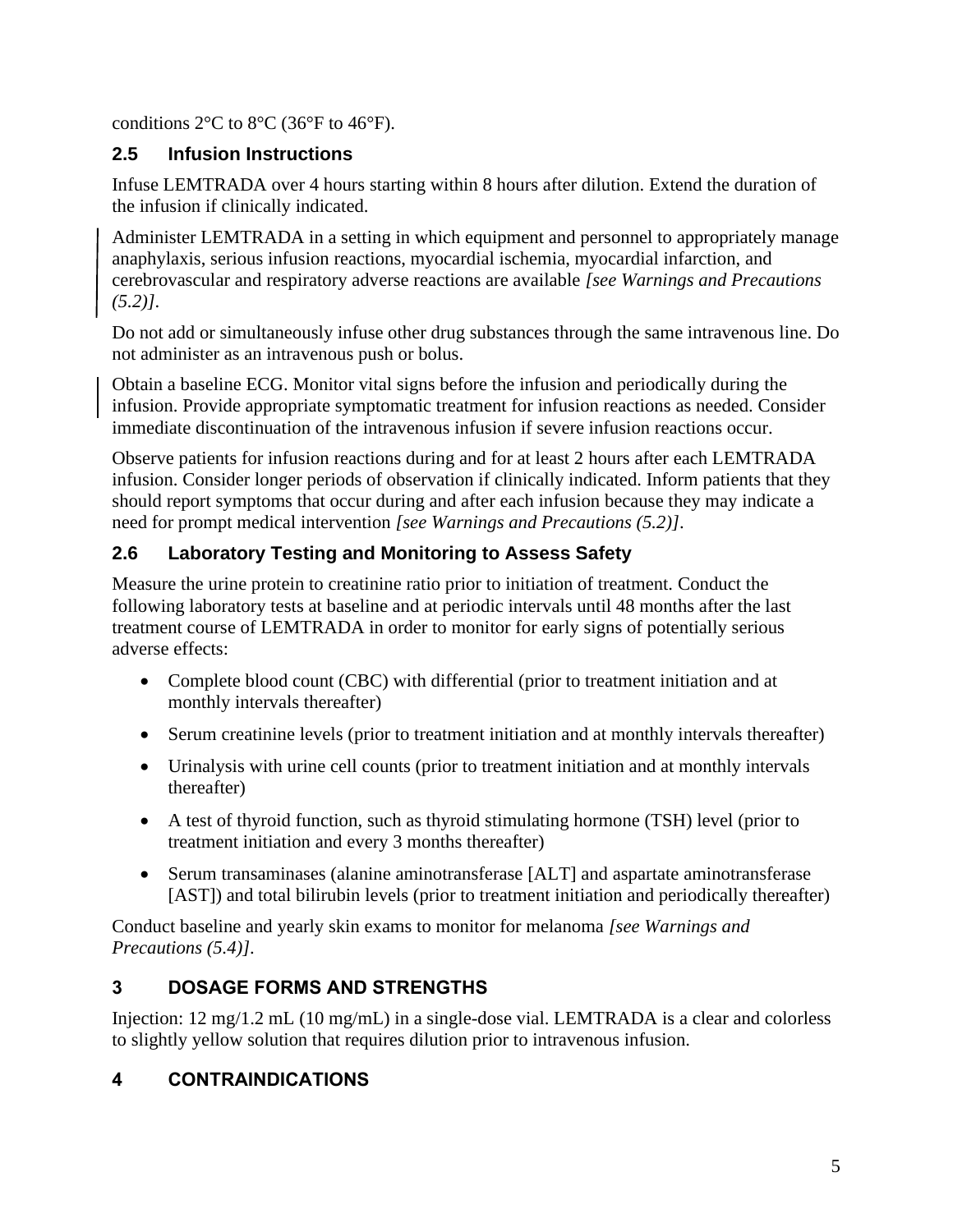conditions 2°C to 8°C (36°F to 46°F).

### 2.5 Infusion Instructions

Infuse LEMTRADA over 4 hours starting within 8 hours after dilution. Extend the duration of the infusion if clinically indicated.

Administer LEMTRADA in a setting in which equipment and personnel to appropriately manage anaphylaxis, serious infusion reactions, myocardial ischemia, myocardial infarction, and cerebrovascular and respiratory adverse reactions are available *[see Warnings and Precautions (5.2)]*.

Do not add or simultaneously infuse other drug substances through the same intravenous line. Do not administer as an intravenous push or bolus.

Obtain a baseline ECG. Monitor vital signs before the infusion and periodically during the infusion. Provide appropriate symptomatic treatment for infusion reactions as needed. Consider immediate discontinuation of the intravenous infusion if severe infusion reactions occur.

Observe patients for infusion reactions during and for at least 2 hours after each LEMTRADA infusion. Consider longer periods of observation if clinically indicated. Inform patients that they should report symptoms that occur during and after each infusion because they may indicate a need for prompt medical intervention *[see Warnings and Precautions (5.2)]*.

### 2.6 Laboratory Testing and Monitoring to Assess Safety

Measure the urine protein to creatinine ratio prior to initiation of treatment. Conduct the following laboratory tests at baseline and at periodic intervals until 48 months after the last treatment course of LEMTRADA in order to monitor for early signs of potentially serious adverse effects:

- Complete blood count (CBC) with differential (prior to treatment initiation and at monthly intervals thereafter)
- Serum creatinine levels (prior to treatment initiation and at monthly intervals thereafter)
- Urinalysis with urine cell counts (prior to treatment initiation and at monthly intervals thereafter)
- A test of thyroid function, such as thyroid stimulating hormone (TSH) level (prior to treatment initiation and every 3 months thereafter)
- Serum transaminases (alanine aminotransferase [ALT] and aspartate aminotransferase [AST]) and total bilirubin levels (prior to treatment initiation and periodically thereafter)

Conduct baseline and yearly skin exams to monitor for melanoma *[see Warnings and Precautions (5.4)]*.

## 3 DOSAGE FORMS AND STRENGTHS

Injection: 12 mg/1.2 mL (10 mg/mL) in a single-dose vial. LEMTRADA is a clear and colorless to slightly yellow solution that requires dilution prior to intravenous infusion.

## 4 CONTRAINDICATIONS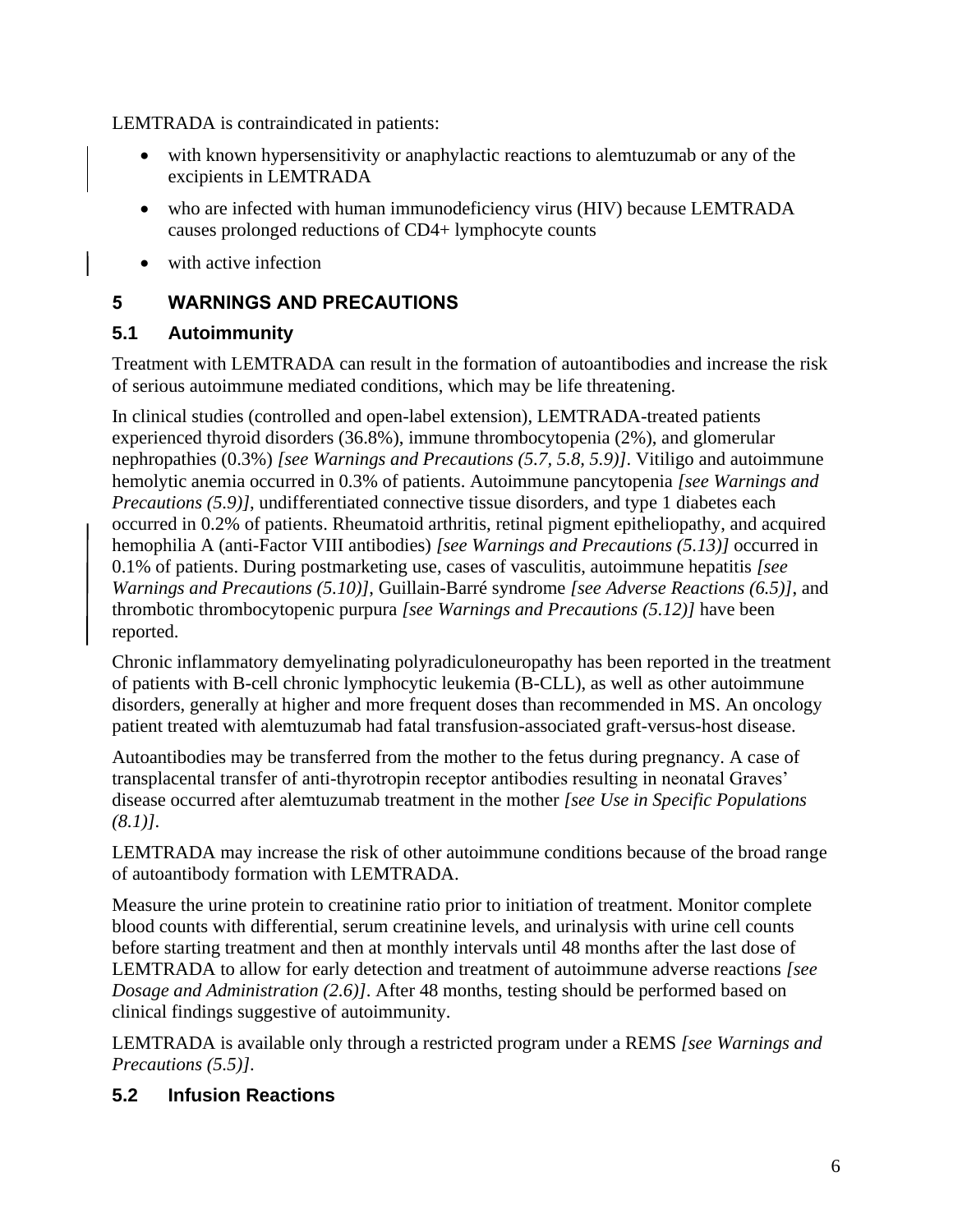LEMTRADA is contraindicated in patients:

- with known hypersensitivity or anaphylactic reactions to alemtuzumab or any of the excipients in LEMTRADA
- who are infected with human immunodeficiency virus (HIV) because LEMTRADA causes prolonged reductions of CD4+ lymphocyte counts
- with active infection

## 5 WARNINGS AND PRECAUTIONS

### 5.1 Autoimmunity

Treatment with LEMTRADA can result in the formation of autoantibodies and increase the risk of serious autoimmune mediated conditions, which may be life threatening.

In clinical studies (controlled and open-label extension), LEMTRADA-treated patients experienced thyroid disorders (36.8%), immune thrombocytopenia (2%), and glomerular nephropathies (0.3%) *[see Warnings and Precautions (5.7, 5.8, 5.9)]*. Vitiligo and autoimmune hemolytic anemia occurred in 0.3% of patients. Autoimmune pancytopenia *[see Warnings and Precautions (5.9)]*, undifferentiated connective tissue disorders, and type 1 diabetes each occurred in 0.2% of patients. Rheumatoid arthritis, retinal pigment epitheliopathy, and acquired hemophilia A (anti-Factor VIII antibodies) *[see Warnings and Precautions (5.13)]* occurred in 0.1% of patients. During postmarketing use, cases of vasculitis, autoimmune hepatitis *[see Warnings and Precautions (5.10)]*, Guillain-Barré syndrome *[see Adverse Reactions (6.5)]*, and thrombotic thrombocytopenic purpura *[see Warnings and Precautions (5.12)]* have been reported.

Chronic inflammatory demyelinating polyradiculoneuropathy has been reported in the treatment of patients with B-cell chronic lymphocytic leukemia (B-CLL), as well as other autoimmune disorders, generally at higher and more frequent doses than recommended in MS. An oncology patient treated with alemtuzumab had fatal transfusion-associated graft-versus-host disease.

Autoantibodies may be transferred from the mother to the fetus during pregnancy. A case of transplacental transfer of anti-thyrotropin receptor antibodies resulting in neonatal Graves' disease occurred after alemtuzumab treatment in the mother *[see Use in Specific Populations (8.1)]*.

LEMTRADA may increase the risk of other autoimmune conditions because of the broad range of autoantibody formation with LEMTRADA.

Measure the urine protein to creatinine ratio prior to initiation of treatment. Monitor complete blood counts with differential, serum creatinine levels, and urinalysis with urine cell counts before starting treatment and then at monthly intervals until 48 months after the last dose of LEMTRADA to allow for early detection and treatment of autoimmune adverse reactions *[see Dosage and Administration (2.6)]*. After 48 months, testing should be performed based on clinical findings suggestive of autoimmunity.

LEMTRADA is available only through a restricted program under a REMS *[see Warnings and Precautions (5.5)]*.

### 5.2 Infusion Reactions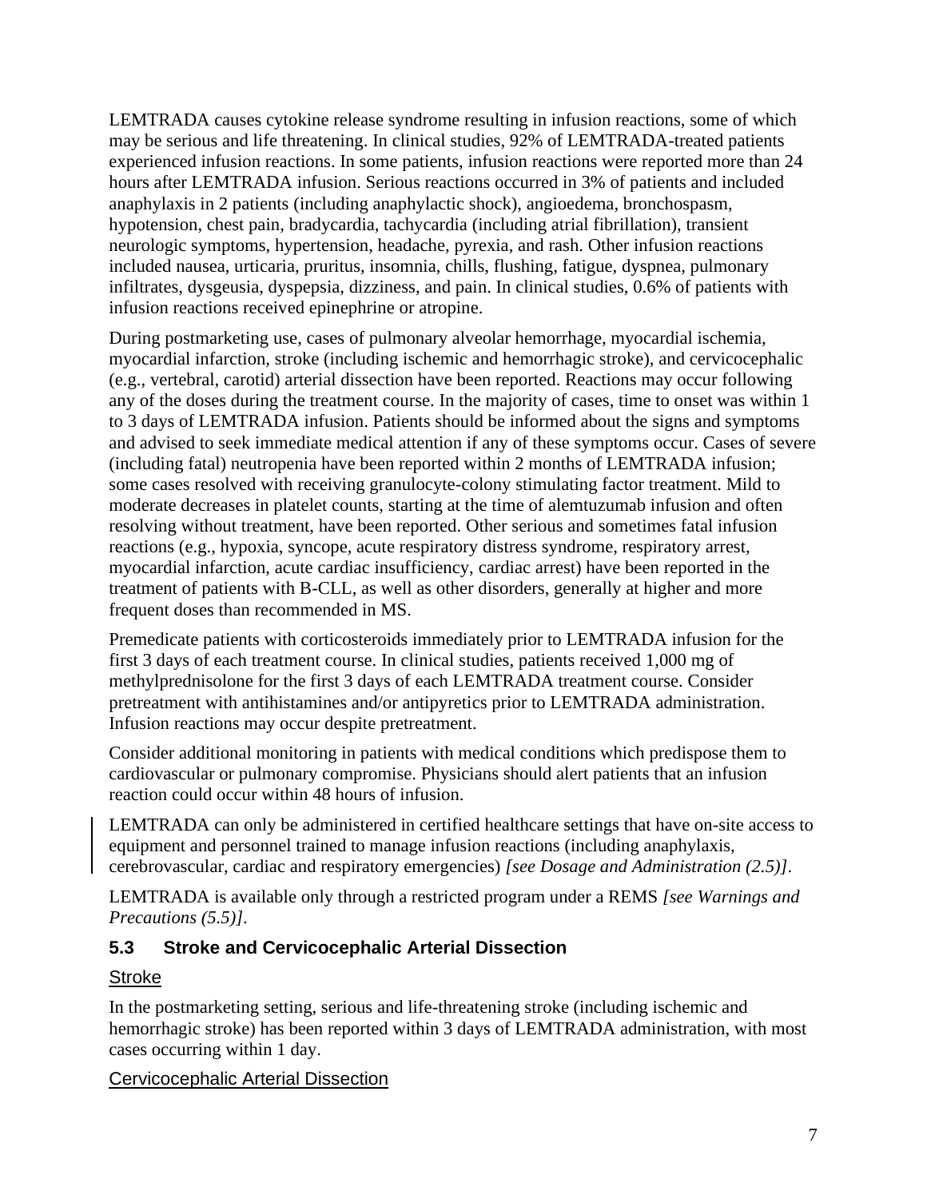LEMTRADA causes cytokine release syndrome resulting in infusion reactions, some of which may be serious and life threatening. In clinical studies, 92% of LEMTRADA-treated patients experienced infusion reactions. In some patients, infusion reactions were reported more than 24 hours after LEMTRADA infusion. Serious reactions occurred in 3% of patients and included anaphylaxis in 2 patients (including anaphylactic shock), angioedema, bronchospasm, hypotension, chest pain, bradycardia, tachycardia (including atrial fibrillation), transient neurologic symptoms, hypertension, headache, pyrexia, and rash. Other infusion reactions included nausea, urticaria, pruritus, insomnia, chills, flushing, fatigue, dyspnea, pulmonary infiltrates, dysgeusia, dyspepsia, dizziness, and pain. In clinical studies, 0.6% of patients with infusion reactions received epinephrine or atropine.

During postmarketing use, cases of pulmonary alveolar hemorrhage, myocardial ischemia, myocardial infarction, stroke (including ischemic and hemorrhagic stroke), and cervicocephalic (e.g., vertebral, carotid) arterial dissection have been reported. Reactions may occur following any of the doses during the treatment course. In the majority of cases, time to onset was within 1 to 3 days of LEMTRADA infusion. Patients should be informed about the signs and symptoms and advised to seek immediate medical attention if any of these symptoms occur. Cases of severe (including fatal) neutropenia have been reported within 2 months of LEMTRADA infusion; some cases resolved with receiving granulocyte-colony stimulating factor treatment. Mild to moderate decreases in platelet counts, starting at the time of alemtuzumab infusion and often resolving without treatment, have been reported. Other serious and sometimes fatal infusion reactions (e.g., hypoxia, syncope, acute respiratory distress syndrome, respiratory arrest, myocardial infarction, acute cardiac insufficiency, cardiac arrest) have been reported in the treatment of patients with B-CLL, as well as other disorders, generally at higher and more frequent doses than recommended in MS.

Premedicate patients with corticosteroids immediately prior to LEMTRADA infusion for the first 3 days of each treatment course. In clinical studies, patients received 1,000 mg of methylprednisolone for the first 3 days of each LEMTRADA treatment course. Consider pretreatment with antihistamines and/or antipyretics prior to LEMTRADA administration. Infusion reactions may occur despite pretreatment.

Consider additional monitoring in patients with medical conditions which predispose them to cardiovascular or pulmonary compromise. Physicians should alert patients that an infusion reaction could occur within 48 hours of infusion.

LEMTRADA can only be administered in certified healthcare settings that have on-site access to equipment and personnel trained to manage infusion reactions (including anaphylaxis, cerebrovascular, cardiac and respiratory emergencies) *[see Dosage and Administration (2.5)]*.

LEMTRADA is available only through a restricted program under a REMS *[see Warnings and Precautions (5.5)]*.

### 5.3 Stroke and Cervicocephalic Arterial Dissection

Stroke

In the postmarketing setting, serious and life-threatening stroke (including ischemic and hemorrhagic stroke) has been reported within 3 days of LEMTRADA administration, with most cases occurring within 1 day.

Cervicocephalic Arterial Dissection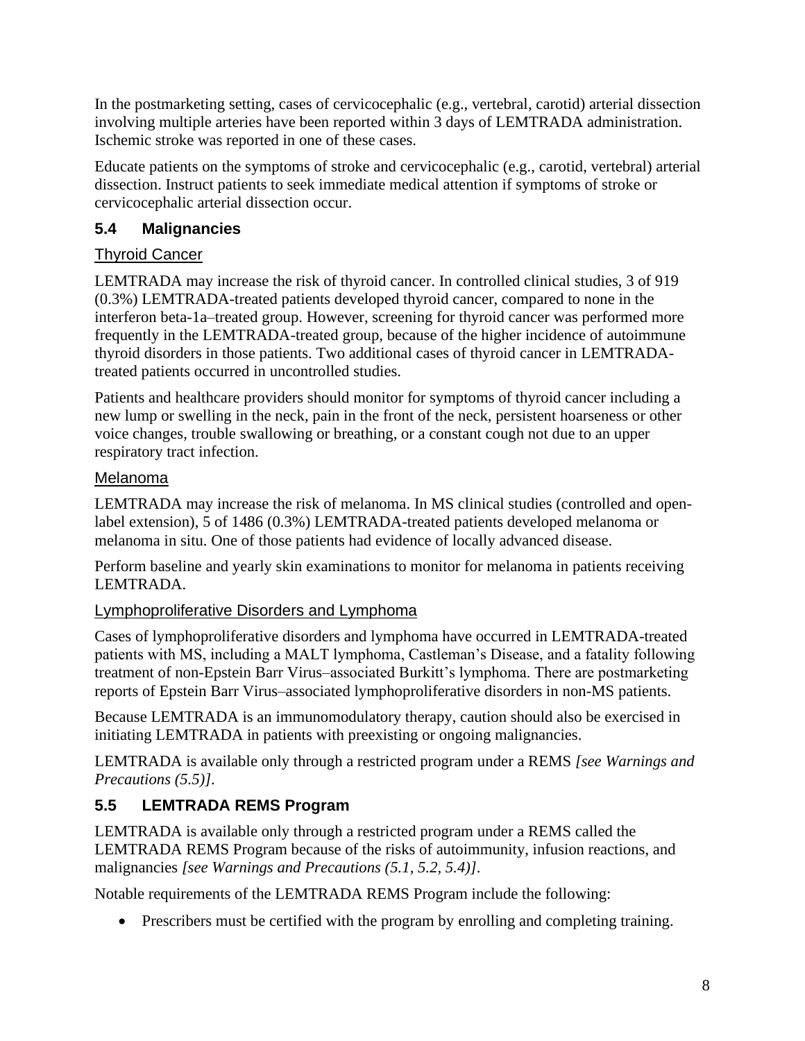In the postmarketing setting, cases of cervicocephalic (e.g., vertebral, carotid) arterial dissection involving multiple arteries have been reported within 3 days of LEMTRADA administration. Ischemic stroke was reported in one of these cases.

Educate patients on the symptoms of stroke and cervicocephalic (e.g., carotid, vertebral) arterial dissection. Instruct patients to seek immediate medical attention if symptoms of stroke or cervicocephalic arterial dissection occur.

## 5.4 Malignancies

### Thyroid Cancer

LEMTRADA may increase the risk of thyroid cancer. In controlled clinical studies, 3 of 919 (0.3%) LEMTRADA-treated patients developed thyroid cancer, compared to none in the interferon beta-1a–treated group. However, screening for thyroid cancer was performed more frequently in the LEMTRADA-treated group, because of the higher incidence of autoimmune thyroid disorders in those patients. Two additional cases of thyroid cancer in LEMTRADA-treated patients occurred in uncontrolled studies.

Patients and healthcare providers should monitor for symptoms of thyroid cancer including a new lump or swelling in the neck, pain in the front of the neck, persistent hoarseness or other voice changes, trouble swallowing or breathing, or a constant cough not due to an upper respiratory tract infection.

### Melanoma

LEMTRADA may increase the risk of melanoma. In MS clinical studies (controlled and open-label extension), 5 of 1486 (0.3%) LEMTRADA-treated patients developed melanoma or melanoma in situ. One of those patients had evidence of locally advanced disease.

Perform baseline and yearly skin examinations to monitor for melanoma in patients receiving LEMTRADA.

### Lymphoproliferative Disorders and Lymphoma

Cases of lymphoproliferative disorders and lymphoma have occurred in LEMTRADA-treated patients with MS, including a MALT lymphoma, Castleman's Disease, and a fatality following treatment of non-Epstein Barr Virus–associated Burkitt's lymphoma. There are postmarketing reports of Epstein Barr Virus–associated lymphoproliferative disorders in non-MS patients.

Because LEMTRADA is an immunomodulatory therapy, caution should also be exercised in initiating LEMTRADA in patients with preexisting or ongoing malignancies.

LEMTRADA is available only through a restricted program under a REMS *[see Warnings and Precautions (5.5)]*.

## 5.5 LEMTRADA REMS Program

LEMTRADA is available only through a restricted program under a REMS called the LEMTRADA REMS Program because of the risks of autoimmunity, infusion reactions, and malignancies *[see Warnings and Precautions (5.1, 5.2, 5.4)]*.

Notable requirements of the LEMTRADA REMS Program include the following:

- Prescribers must be certified with the program by enrolling and completing training.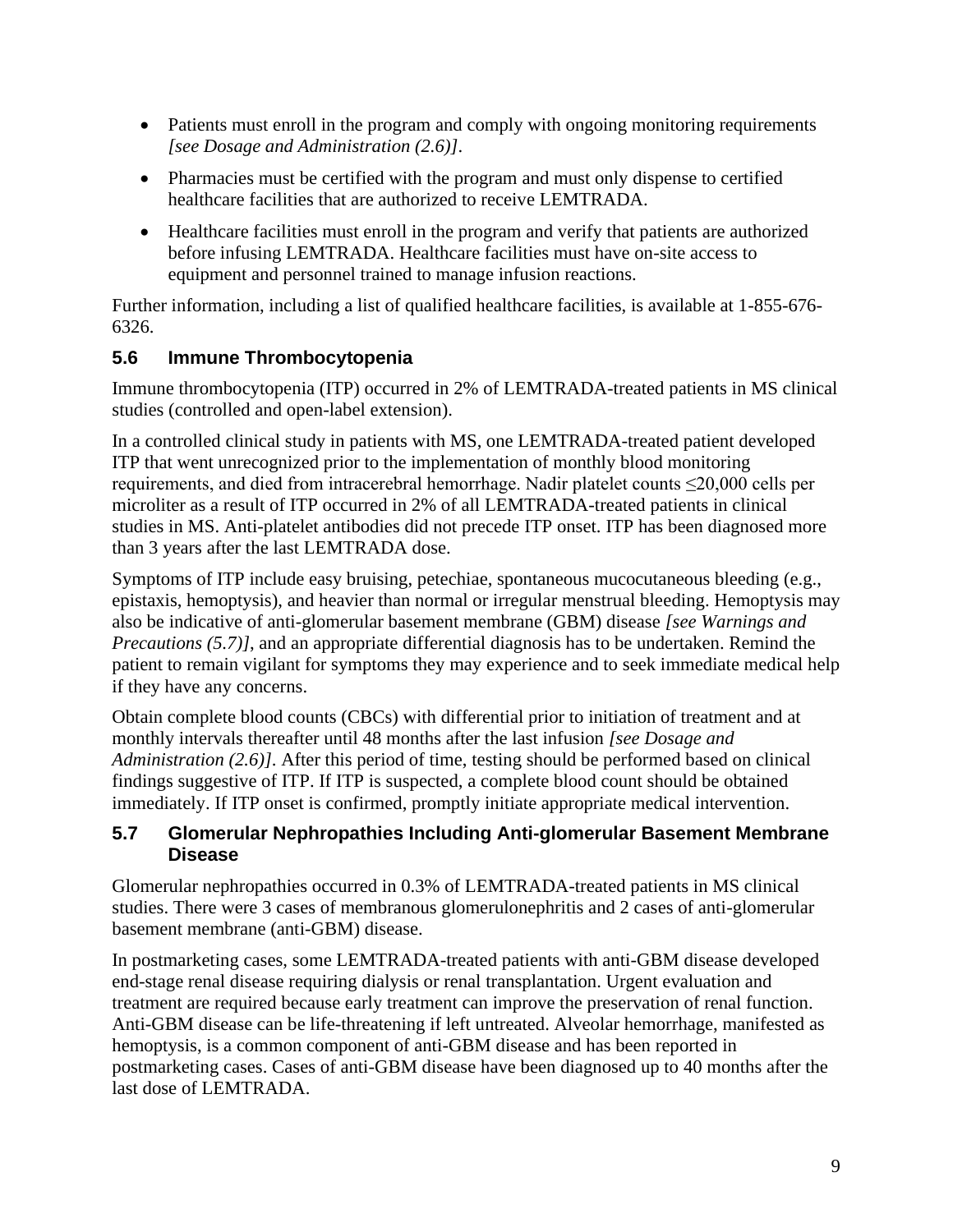- Patients must enroll in the program and comply with ongoing monitoring requirements *[see Dosage and Administration (2.6)]*.
- Pharmacies must be certified with the program and must only dispense to certified healthcare facilities that are authorized to receive LEMTRADA.
- Healthcare facilities must enroll in the program and verify that patients are authorized before infusing LEMTRADA. Healthcare facilities must have on-site access to equipment and personnel trained to manage infusion reactions.

Further information, including a list of qualified healthcare facilities, is available at 1-855-676-6326.

### 5.6 Immune Thrombocytopenia

Immune thrombocytopenia (ITP) occurred in 2% of LEMTRADA-treated patients in MS clinical studies (controlled and open-label extension).

In a controlled clinical study in patients with MS, one LEMTRADA-treated patient developed ITP that went unrecognized prior to the implementation of monthly blood monitoring requirements, and died from intracerebral hemorrhage. Nadir platelet counts ≤20,000 cells per microliter as a result of ITP occurred in 2% of all LEMTRADA-treated patients in clinical studies in MS. Anti-platelet antibodies did not precede ITP onset. ITP has been diagnosed more than 3 years after the last LEMTRADA dose.

Symptoms of ITP include easy bruising, petechiae, spontaneous mucocutaneous bleeding (e.g., epistaxis, hemoptysis), and heavier than normal or irregular menstrual bleeding. Hemoptysis may also be indicative of anti-glomerular basement membrane (GBM) disease *[see Warnings and Precautions (5.7)]*, and an appropriate differential diagnosis has to be undertaken. Remind the patient to remain vigilant for symptoms they may experience and to seek immediate medical help if they have any concerns.

Obtain complete blood counts (CBCs) with differential prior to initiation of treatment and at monthly intervals thereafter until 48 months after the last infusion *[see Dosage and Administration (2.6)]*. After this period of time, testing should be performed based on clinical findings suggestive of ITP. If ITP is suspected, a complete blood count should be obtained immediately. If ITP onset is confirmed, promptly initiate appropriate medical intervention.

### 5.7 Glomerular Nephropathies Including Anti-glomerular Basement Membrane Disease

Glomerular nephropathies occurred in 0.3% of LEMTRADA-treated patients in MS clinical studies. There were 3 cases of membranous glomerulonephritis and 2 cases of anti-glomerular basement membrane (anti-GBM) disease.

In postmarketing cases, some LEMTRADA-treated patients with anti-GBM disease developed end-stage renal disease requiring dialysis or renal transplantation. Urgent evaluation and treatment are required because early treatment can improve the preservation of renal function. Anti-GBM disease can be life-threatening if left untreated. Alveolar hemorrhage, manifested as hemoptysis, is a common component of anti-GBM disease and has been reported in postmarketing cases. Cases of anti-GBM disease have been diagnosed up to 40 months after the last dose of LEMTRADA.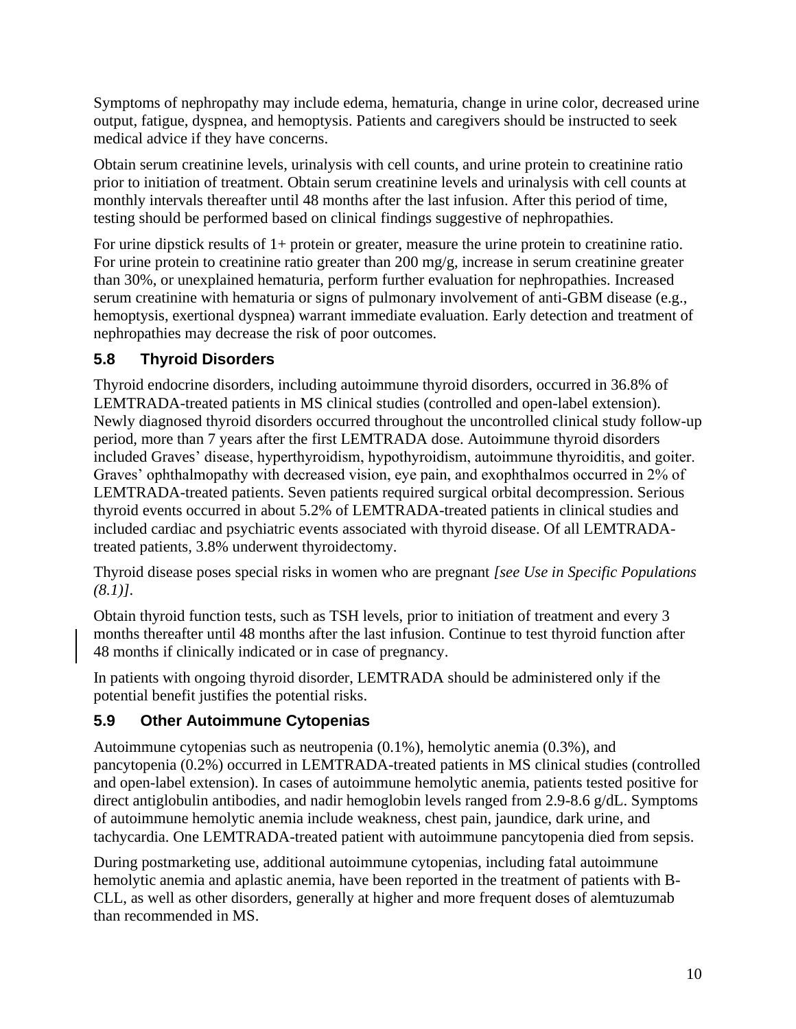Symptoms of nephropathy may include edema, hematuria, change in urine color, decreased urine output, fatigue, dyspnea, and hemoptysis. Patients and caregivers should be instructed to seek medical advice if they have concerns.

Obtain serum creatinine levels, urinalysis with cell counts, and urine protein to creatinine ratio prior to initiation of treatment. Obtain serum creatinine levels and urinalysis with cell counts at monthly intervals thereafter until 48 months after the last infusion. After this period of time, testing should be performed based on clinical findings suggestive of nephropathies.

For urine dipstick results of 1+ protein or greater, measure the urine protein to creatinine ratio. For urine protein to creatinine ratio greater than 200 mg/g, increase in serum creatinine greater than 30%, or unexplained hematuria, perform further evaluation for nephropathies. Increased serum creatinine with hematuria or signs of pulmonary involvement of anti-GBM disease (e.g., hemoptysis, exertional dyspnea) warrant immediate evaluation. Early detection and treatment of nephropathies may decrease the risk of poor outcomes.

## 5.8 Thyroid Disorders

Thyroid endocrine disorders, including autoimmune thyroid disorders, occurred in 36.8% of LEMTRADA-treated patients in MS clinical studies (controlled and open-label extension). Newly diagnosed thyroid disorders occurred throughout the uncontrolled clinical study follow-up period, more than 7 years after the first LEMTRADA dose. Autoimmune thyroid disorders included Graves' disease, hyperthyroidism, hypothyroidism, autoimmune thyroiditis, and goiter. Graves' ophthalmopathy with decreased vision, eye pain, and exophthalmos occurred in 2% of LEMTRADA-treated patients. Seven patients required surgical orbital decompression. Serious thyroid events occurred in about 5.2% of LEMTRADA-treated patients in clinical studies and included cardiac and psychiatric events associated with thyroid disease. Of all LEMTRADA-treated patients, 3.8% underwent thyroidectomy.

Thyroid disease poses special risks in women who are pregnant *[see Use in Specific Populations (8.1)]*.

Obtain thyroid function tests, such as TSH levels, prior to initiation of treatment and every 3 months thereafter until 48 months after the last infusion. Continue to test thyroid function after 48 months if clinically indicated or in case of pregnancy.

In patients with ongoing thyroid disorder, LEMTRADA should be administered only if the potential benefit justifies the potential risks.

## 5.9 Other Autoimmune Cytopenias

Autoimmune cytopenias such as neutropenia (0.1%), hemolytic anemia (0.3%), and pancytopenia (0.2%) occurred in LEMTRADA-treated patients in MS clinical studies (controlled and open-label extension). In cases of autoimmune hemolytic anemia, patients tested positive for direct antiglobulin antibodies, and nadir hemoglobin levels ranged from 2.9-8.6 g/dL. Symptoms of autoimmune hemolytic anemia include weakness, chest pain, jaundice, dark urine, and tachycardia. One LEMTRADA-treated patient with autoimmune pancytopenia died from sepsis.

During postmarketing use, additional autoimmune cytopenias, including fatal autoimmune hemolytic anemia and aplastic anemia, have been reported in the treatment of patients with B-CLL, as well as other disorders, generally at higher and more frequent doses of alemtuzumab than recommended in MS.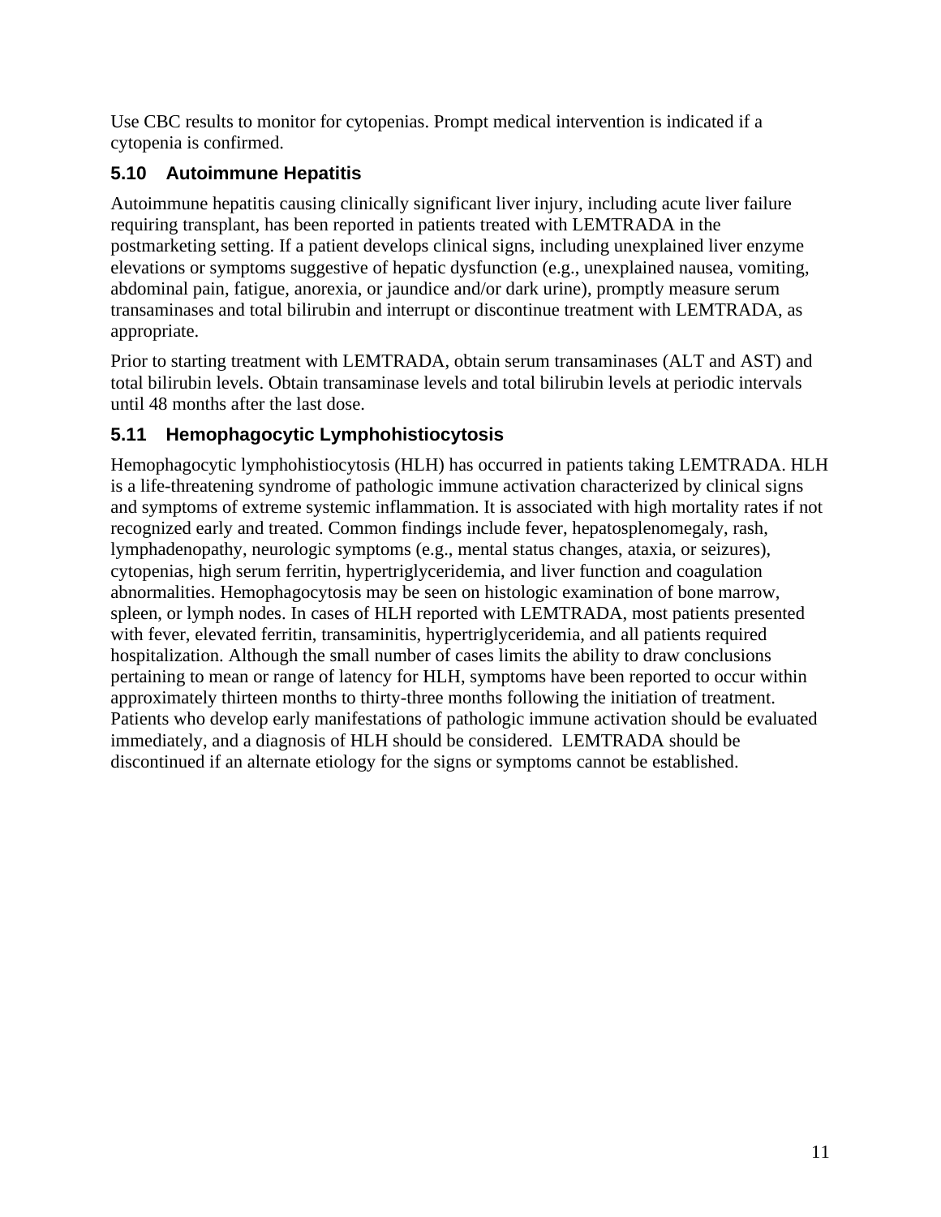Use CBC results to monitor for cytopenias. Prompt medical intervention is indicated if a cytopenia is confirmed.

### 5.10 Autoimmune Hepatitis

Autoimmune hepatitis causing clinically significant liver injury, including acute liver failure requiring transplant, has been reported in patients treated with LEMTRADA in the postmarketing setting. If a patient develops clinical signs, including unexplained liver enzyme elevations or symptoms suggestive of hepatic dysfunction (e.g., unexplained nausea, vomiting, abdominal pain, fatigue, anorexia, or jaundice and/or dark urine), promptly measure serum transaminases and total bilirubin and interrupt or discontinue treatment with LEMTRADA, as appropriate.

Prior to starting treatment with LEMTRADA, obtain serum transaminases (ALT and AST) and total bilirubin levels. Obtain transaminase levels and total bilirubin levels at periodic intervals until 48 months after the last dose.

### 5.11 Hemophagocytic Lymphohistiocytosis

Hemophagocytic lymphohistiocytosis (HLH) has occurred in patients taking LEMTRADA. HLH is a life-threatening syndrome of pathologic immune activation characterized by clinical signs and symptoms of extreme systemic inflammation. It is associated with high mortality rates if not recognized early and treated. Common findings include fever, hepatosplenomegaly, rash, lymphadenopathy, neurologic symptoms (e.g., mental status changes, ataxia, or seizures), cytopenias, high serum ferritin, hypertriglyceridemia, and liver function and coagulation abnormalities. Hemophagocytosis may be seen on histologic examination of bone marrow, spleen, or lymph nodes. In cases of HLH reported with LEMTRADA, most patients presented with fever, elevated ferritin, transaminitis, hypertriglyceridemia, and all patients required hospitalization. Although the small number of cases limits the ability to draw conclusions pertaining to mean or range of latency for HLH, symptoms have been reported to occur within approximately thirteen months to thirty-three months following the initiation of treatment. Patients who develop early manifestations of pathologic immune activation should be evaluated immediately, and a diagnosis of HLH should be considered. LEMTRADA should be discontinued if an alternate etiology for the signs or symptoms cannot be established.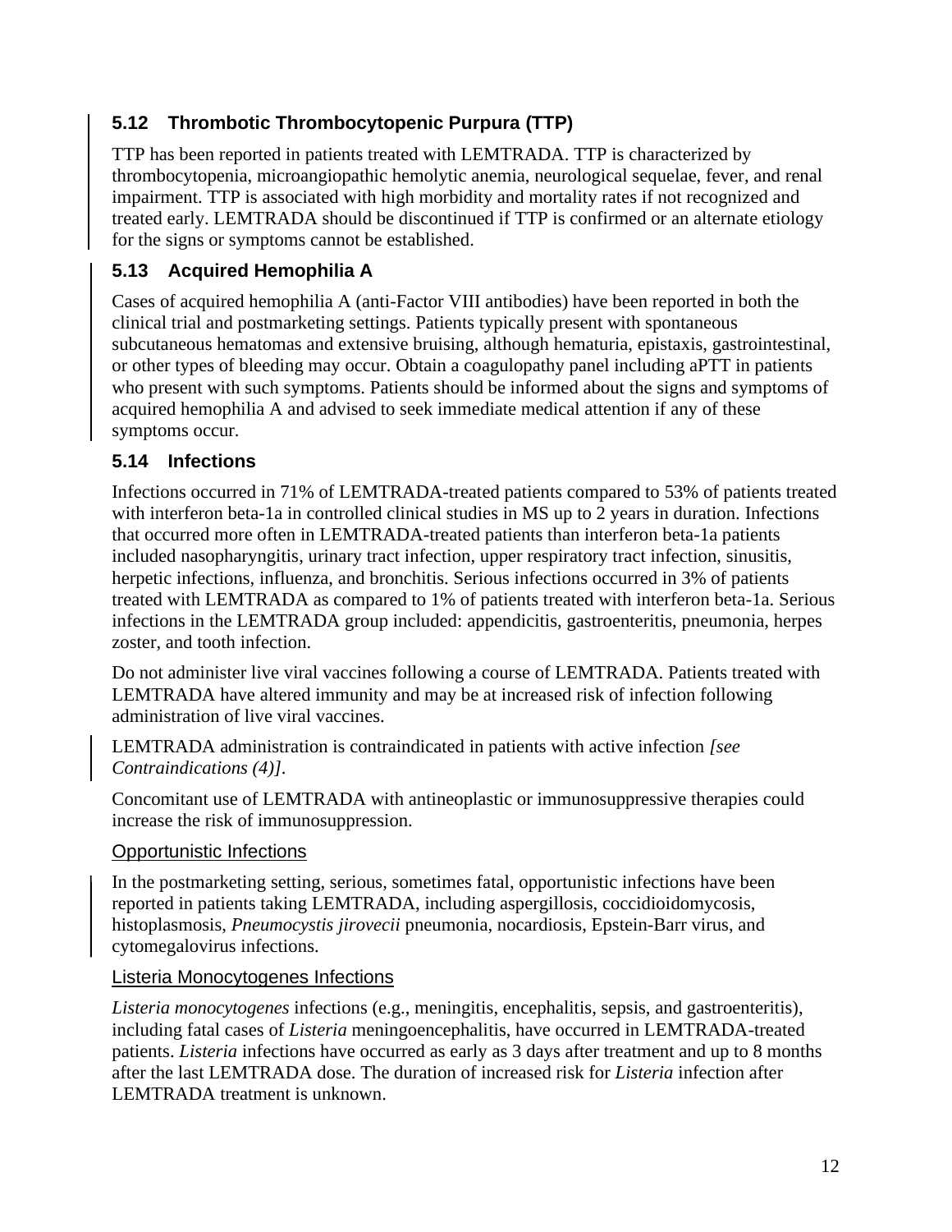### 5.12 Thrombotic Thrombocytopenic Purpura (TTP)

TTP has been reported in patients treated with LEMTRADA. TTP is characterized by thrombocytopenia, microangiopathic hemolytic anemia, neurological sequelae, fever, and renal impairment. TTP is associated with high morbidity and mortality rates if not recognized and treated early. LEMTRADA should be discontinued if TTP is confirmed or an alternate etiology for the signs or symptoms cannot be established.

### 5.13 Acquired Hemophilia A

Cases of acquired hemophilia A (anti-Factor VIII antibodies) have been reported in both the clinical trial and postmarketing settings. Patients typically present with spontaneous subcutaneous hematomas and extensive bruising, although hematuria, epistaxis, gastrointestinal, or other types of bleeding may occur. Obtain a coagulopathy panel including aPTT in patients who present with such symptoms. Patients should be informed about the signs and symptoms of acquired hemophilia A and advised to seek immediate medical attention if any of these symptoms occur.

### 5.14 Infections

Infections occurred in 71% of LEMTRADA-treated patients compared to 53% of patients treated with interferon beta-1a in controlled clinical studies in MS up to 2 years in duration. Infections that occurred more often in LEMTRADA-treated patients than interferon beta-1a patients included nasopharyngitis, urinary tract infection, upper respiratory tract infection, sinusitis, herpetic infections, influenza, and bronchitis. Serious infections occurred in 3% of patients treated with LEMTRADA as compared to 1% of patients treated with interferon beta-1a. Serious infections in the LEMTRADA group included: appendicitis, gastroenteritis, pneumonia, herpes zoster, and tooth infection.

Do not administer live viral vaccines following a course of LEMTRADA. Patients treated with LEMTRADA have altered immunity and may be at increased risk of infection following administration of live viral vaccines.

LEMTRADA administration is contraindicated in patients with active infection *[see Contraindications (4)]*.

Concomitant use of LEMTRADA with antineoplastic or immunosuppressive therapies could increase the risk of immunosuppression.

Opportunistic Infections

In the postmarketing setting, serious, sometimes fatal, opportunistic infections have been reported in patients taking LEMTRADA, including aspergillosis, coccidioidomycosis, histoplasmosis, *Pneumocystis jirovecii* pneumonia, nocardiosis, Epstein-Barr virus, and cytomegalovirus infections.

Listeria Monocytogenes Infections

*Listeria monocytogenes* infections (e.g., meningitis, encephalitis, sepsis, and gastroenteritis), including fatal cases of *Listeria* meningoencephalitis, have occurred in LEMTRADA-treated patients. *Listeria* infections have occurred as early as 3 days after treatment and up to 8 months after the last LEMTRADA dose. The duration of increased risk for *Listeria* infection after LEMTRADA treatment is unknown.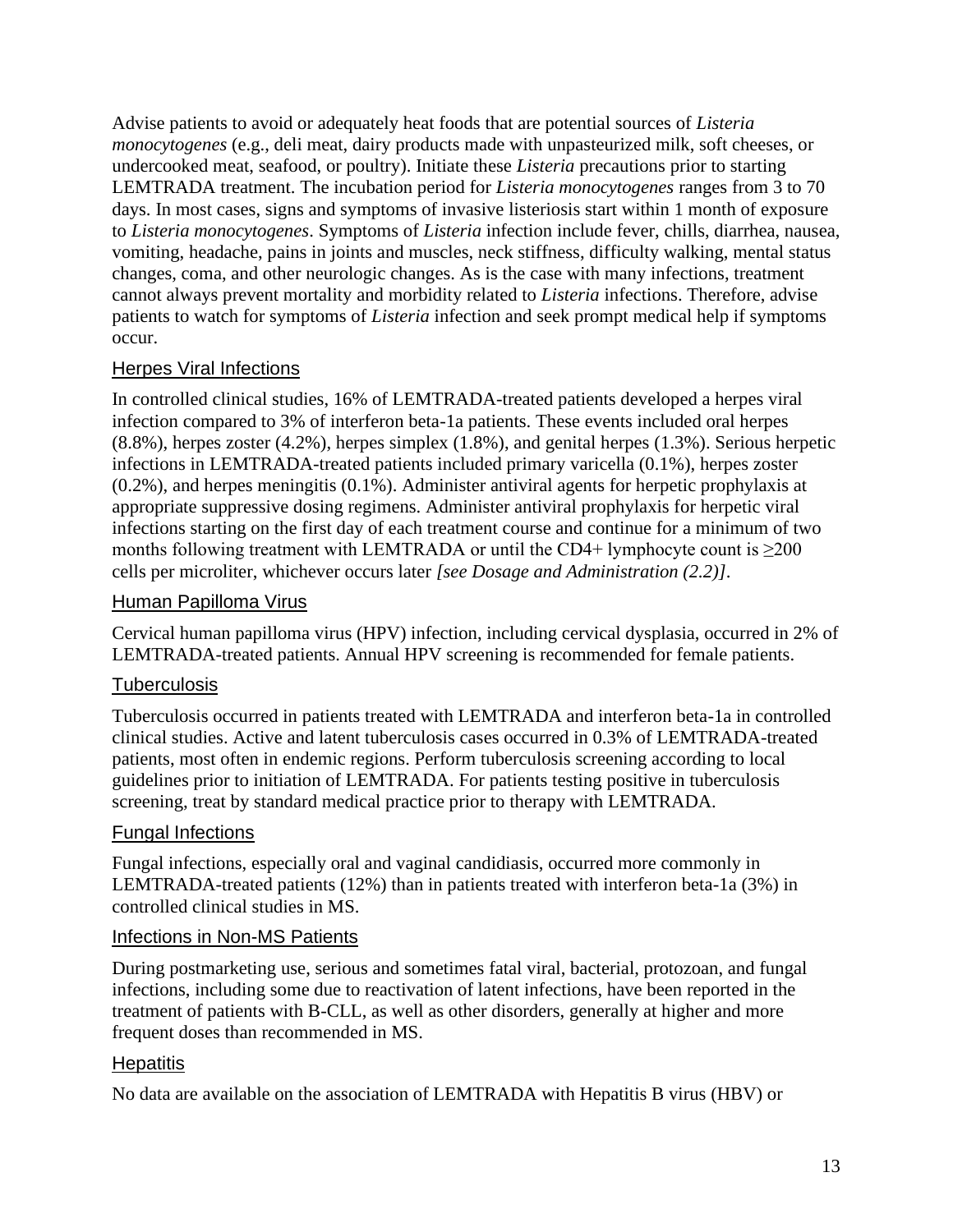Advise patients to avoid or adequately heat foods that are potential sources of *Listeria monocytogenes* (e.g., deli meat, dairy products made with unpasteurized milk, soft cheeses, or undercooked meat, seafood, or poultry). Initiate these *Listeria* precautions prior to starting LEMTRADA treatment. The incubation period for *Listeria monocytogenes* ranges from 3 to 70 days. In most cases, signs and symptoms of invasive listeriosis start within 1 month of exposure to *Listeria monocytogenes*. Symptoms of *Listeria* infection include fever, chills, diarrhea, nausea, vomiting, headache, pains in joints and muscles, neck stiffness, difficulty walking, mental status changes, coma, and other neurologic changes. As is the case with many infections, treatment cannot always prevent mortality and morbidity related to *Listeria* infections. Therefore, advise patients to watch for symptoms of *Listeria* infection and seek prompt medical help if symptoms occur.

### Herpes Viral Infections

In controlled clinical studies, 16% of LEMTRADA-treated patients developed a herpes viral infection compared to 3% of interferon beta-1a patients. These events included oral herpes (8.8%), herpes zoster (4.2%), herpes simplex (1.8%), and genital herpes (1.3%). Serious herpetic infections in LEMTRADA-treated patients included primary varicella (0.1%), herpes zoster (0.2%), and herpes meningitis (0.1%). Administer antiviral agents for herpetic prophylaxis at appropriate suppressive dosing regimens. Administer antiviral prophylaxis for herpetic viral infections starting on the first day of each treatment course and continue for a minimum of two months following treatment with LEMTRADA or until the CD4+ lymphocyte count is ≥200 cells per microliter, whichever occurs later *[see Dosage and Administration (2.2)]*.

### Human Papilloma Virus

Cervical human papilloma virus (HPV) infection, including cervical dysplasia, occurred in 2% of LEMTRADA-treated patients. Annual HPV screening is recommended for female patients.

### Tuberculosis

Tuberculosis occurred in patients treated with LEMTRADA and interferon beta-1a in controlled clinical studies. Active and latent tuberculosis cases occurred in 0.3% of LEMTRADA-treated patients, most often in endemic regions. Perform tuberculosis screening according to local guidelines prior to initiation of LEMTRADA. For patients testing positive in tuberculosis screening, treat by standard medical practice prior to therapy with LEMTRADA.

### Fungal Infections

Fungal infections, especially oral and vaginal candidiasis, occurred more commonly in LEMTRADA-treated patients (12%) than in patients treated with interferon beta-1a (3%) in controlled clinical studies in MS.

### Infections in Non-MS Patients

During postmarketing use, serious and sometimes fatal viral, bacterial, protozoan, and fungal infections, including some due to reactivation of latent infections, have been reported in the treatment of patients with B-CLL, as well as other disorders, generally at higher and more frequent doses than recommended in MS.

### Hepatitis

No data are available on the association of LEMTRADA with Hepatitis B virus (HBV) or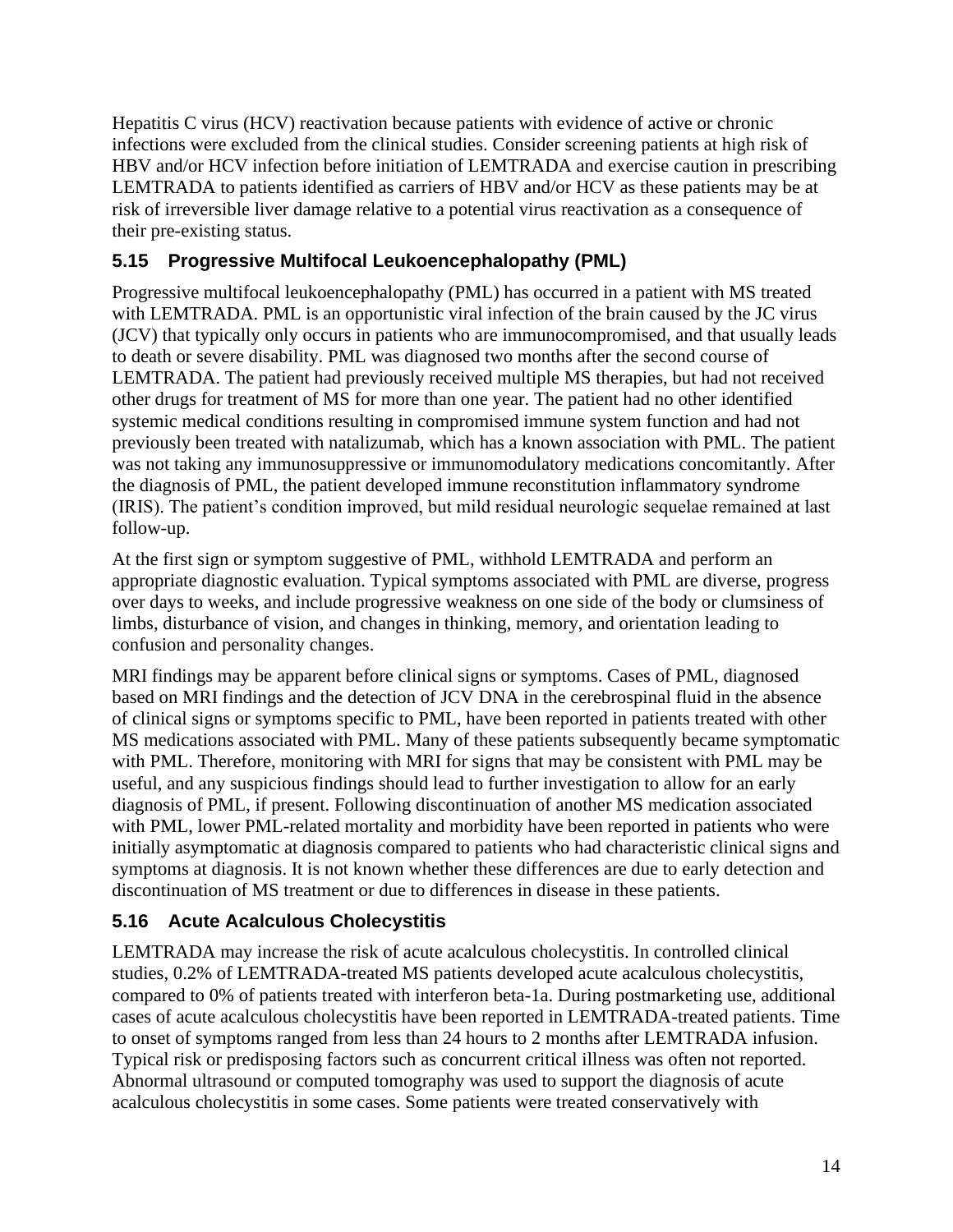Hepatitis C virus (HCV) reactivation because patients with evidence of active or chronic infections were excluded from the clinical studies. Consider screening patients at high risk of HBV and/or HCV infection before initiation of LEMTRADA and exercise caution in prescribing LEMTRADA to patients identified as carriers of HBV and/or HCV as these patients may be at risk of irreversible liver damage relative to a potential virus reactivation as a consequence of their pre-existing status.

### 5.15 Progressive Multifocal Leukoencephalopathy (PML)

Progressive multifocal leukoencephalopathy (PML) has occurred in a patient with MS treated with LEMTRADA. PML is an opportunistic viral infection of the brain caused by the JC virus (JCV) that typically only occurs in patients who are immunocompromised, and that usually leads to death or severe disability. PML was diagnosed two months after the second course of LEMTRADA. The patient had previously received multiple MS therapies, but had not received other drugs for treatment of MS for more than one year. The patient had no other identified systemic medical conditions resulting in compromised immune system function and had not previously been treated with natalizumab, which has a known association with PML. The patient was not taking any immunosuppressive or immunomodulatory medications concomitantly. After the diagnosis of PML, the patient developed immune reconstitution inflammatory syndrome (IRIS). The patient's condition improved, but mild residual neurologic sequelae remained at last follow-up.

At the first sign or symptom suggestive of PML, withhold LEMTRADA and perform an appropriate diagnostic evaluation. Typical symptoms associated with PML are diverse, progress over days to weeks, and include progressive weakness on one side of the body or clumsiness of limbs, disturbance of vision, and changes in thinking, memory, and orientation leading to confusion and personality changes.

MRI findings may be apparent before clinical signs or symptoms. Cases of PML, diagnosed based on MRI findings and the detection of JCV DNA in the cerebrospinal fluid in the absence of clinical signs or symptoms specific to PML, have been reported in patients treated with other MS medications associated with PML. Many of these patients subsequently became symptomatic with PML. Therefore, monitoring with MRI for signs that may be consistent with PML may be useful, and any suspicious findings should lead to further investigation to allow for an early diagnosis of PML, if present. Following discontinuation of another MS medication associated with PML, lower PML-related mortality and morbidity have been reported in patients who were initially asymptomatic at diagnosis compared to patients who had characteristic clinical signs and symptoms at diagnosis. It is not known whether these differences are due to early detection and discontinuation of MS treatment or due to differences in disease in these patients.

### 5.16 Acute Acalculous Cholecystitis

LEMTRADA may increase the risk of acute acalculous cholecystitis. In controlled clinical studies, 0.2% of LEMTRADA-treated MS patients developed acute acalculous cholecystitis, compared to 0% of patients treated with interferon beta-1a. During postmarketing use, additional cases of acute acalculous cholecystitis have been reported in LEMTRADA-treated patients. Time to onset of symptoms ranged from less than 24 hours to 2 months after LEMTRADA infusion. Typical risk or predisposing factors such as concurrent critical illness was often not reported. Abnormal ultrasound or computed tomography was used to support the diagnosis of acute acalculous cholecystitis in some cases. Some patients were treated conservatively with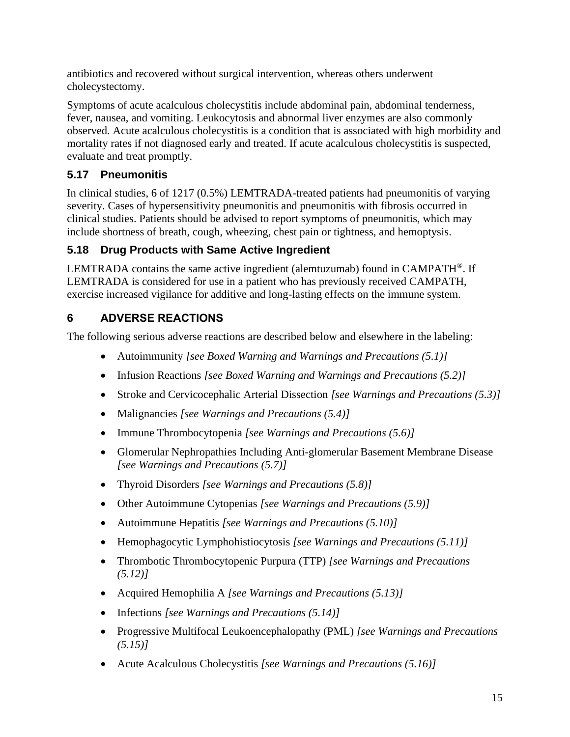antibiotics and recovered without surgical intervention, whereas others underwent cholecystectomy.

Symptoms of acute acalculous cholecystitis include abdominal pain, abdominal tenderness, fever, nausea, and vomiting. Leukocytosis and abnormal liver enzymes are also commonly observed. Acute acalculous cholecystitis is a condition that is associated with high morbidity and mortality rates if not diagnosed early and treated. If acute acalculous cholecystitis is suspected, evaluate and treat promptly.

### 5.17 Pneumonitis

In clinical studies, 6 of 1217 (0.5%) LEMTRADA-treated patients had pneumonitis of varying severity. Cases of hypersensitivity pneumonitis and pneumonitis with fibrosis occurred in clinical studies. Patients should be advised to report symptoms of pneumonitis, which may include shortness of breath, cough, wheezing, chest pain or tightness, and hemoptysis.

### 5.18 Drug Products with Same Active Ingredient

LEMTRADA contains the same active ingredient (alemtuzumab) found in CAMPATH®. If LEMTRADA is considered for use in a patient who has previously received CAMPATH, exercise increased vigilance for additive and long-lasting effects on the immune system.

## 6 ADVERSE REACTIONS

The following serious adverse reactions are described below and elsewhere in the labeling:

- Autoimmunity *[see Boxed Warning and Warnings and Precautions (5.1)]*
- Infusion Reactions *[see Boxed Warning and Warnings and Precautions (5.2)]*
- Stroke and Cervicocephalic Arterial Dissection *[see Warnings and Precautions (5.3)]*
- Malignancies *[see Warnings and Precautions (5.4)]*
- Immune Thrombocytopenia *[see Warnings and Precautions (5.6)]*
- Glomerular Nephropathies Including Anti-glomerular Basement Membrane Disease *[see Warnings and Precautions (5.7)]*
- Thyroid Disorders *[see Warnings and Precautions (5.8)]*
- Other Autoimmune Cytopenias *[see Warnings and Precautions (5.9)]*
- Autoimmune Hepatitis *[see Warnings and Precautions (5.10)]*
- Hemophagocytic Lymphohistiocytosis *[see Warnings and Precautions (5.11)]*
- Thrombotic Thrombocytopenic Purpura (TTP) *[see Warnings and Precautions (5.12)]*
- Acquired Hemophilia A *[see Warnings and Precautions (5.13)]*
- Infections *[see Warnings and Precautions (5.14)]*
- Progressive Multifocal Leukoencephalopathy (PML) *[see Warnings and Precautions (5.15)]*
- Acute Acalculous Cholecystitis *[see Warnings and Precautions (5.16)]*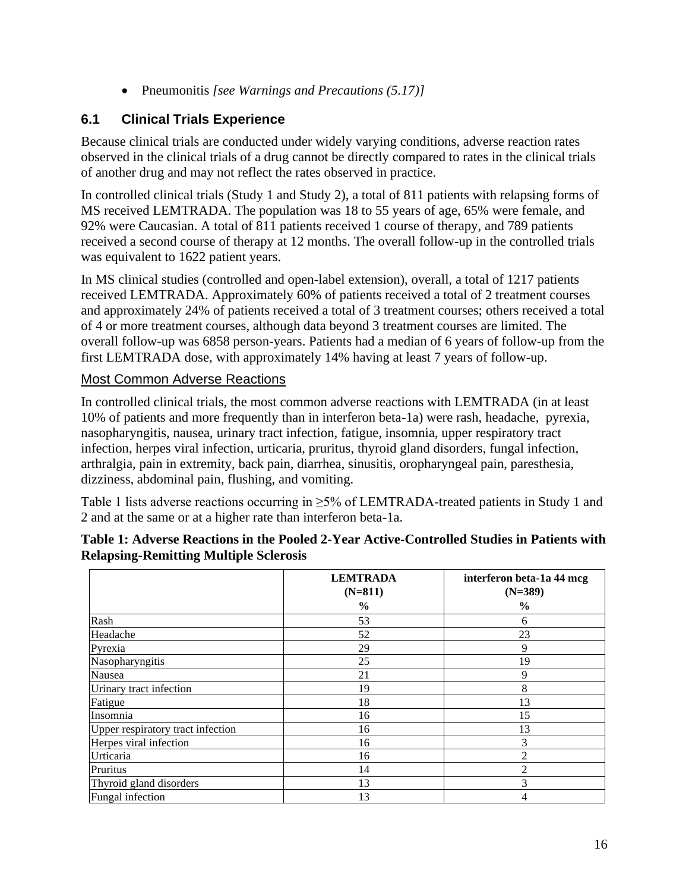- Pneumonitis *[see Warnings and Precautions (5.17)]*

## 6.1 Clinical Trials Experience

Because clinical trials are conducted under widely varying conditions, adverse reaction rates observed in the clinical trials of a drug cannot be directly compared to rates in the clinical trials of another drug and may not reflect the rates observed in practice.

In controlled clinical trials (Study 1 and Study 2), a total of 811 patients with relapsing forms of MS received LEMTRADA. The population was 18 to 55 years of age, 65% were female, and 92% were Caucasian. A total of 811 patients received 1 course of therapy, and 789 patients received a second course of therapy at 12 months. The overall follow-up in the controlled trials was equivalent to 1622 patient years.

In MS clinical studies (controlled and open-label extension), overall, a total of 1217 patients received LEMTRADA. Approximately 60% of patients received a total of 2 treatment courses and approximately 24% of patients received a total of 3 treatment courses; others received a total of 4 or more treatment courses, although data beyond 3 treatment courses are limited. The overall follow-up was 6858 person-years. Patients had a median of 6 years of follow-up from the first LEMTRADA dose, with approximately 14% having at least 7 years of follow-up.

### Most Common Adverse Reactions

In controlled clinical trials, the most common adverse reactions with LEMTRADA (in at least 10% of patients and more frequently than in interferon beta-1a) were rash, headache, pyrexia, nasopharyngitis, nausea, urinary tract infection, fatigue, insomnia, upper respiratory tract infection, herpes viral infection, urticaria, pruritus, thyroid gland disorders, fungal infection, arthralgia, pain in extremity, back pain, diarrhea, sinusitis, oropharyngeal pain, paresthesia, dizziness, abdominal pain, flushing, and vomiting.

Table 1 lists adverse reactions occurring in ≥5% of LEMTRADA-treated patients in Study 1 and 2 and at the same or at a higher rate than interferon beta-1a.

**Table 1: Adverse Reactions in the Pooled 2-Year Active-Controlled Studies in Patients with Relapsing-Remitting Multiple Sclerosis**

| | LEMTRADA (N=811) % | interferon beta-1a 44 mcg (N=389) % |
|---|---|---|
| Rash | 53 | 6 |
| Headache | 52 | 23 |
| Pyrexia | 29 | 9 |
| Nasopharyngitis | 25 | 19 |
| Nausea | 21 | 9 |
| Urinary tract infection | 19 | 8 |
| Fatigue | 18 | 13 |
| Insomnia | 16 | 15 |
| Upper respiratory tract infection | 16 | 13 |
| Herpes viral infection | 16 | 3 |
| Urticaria | 16 | 2 |
| Pruritus | 14 | 2 |
| Thyroid gland disorders | 13 | 3 |
| Fungal infection | 13 | 4 |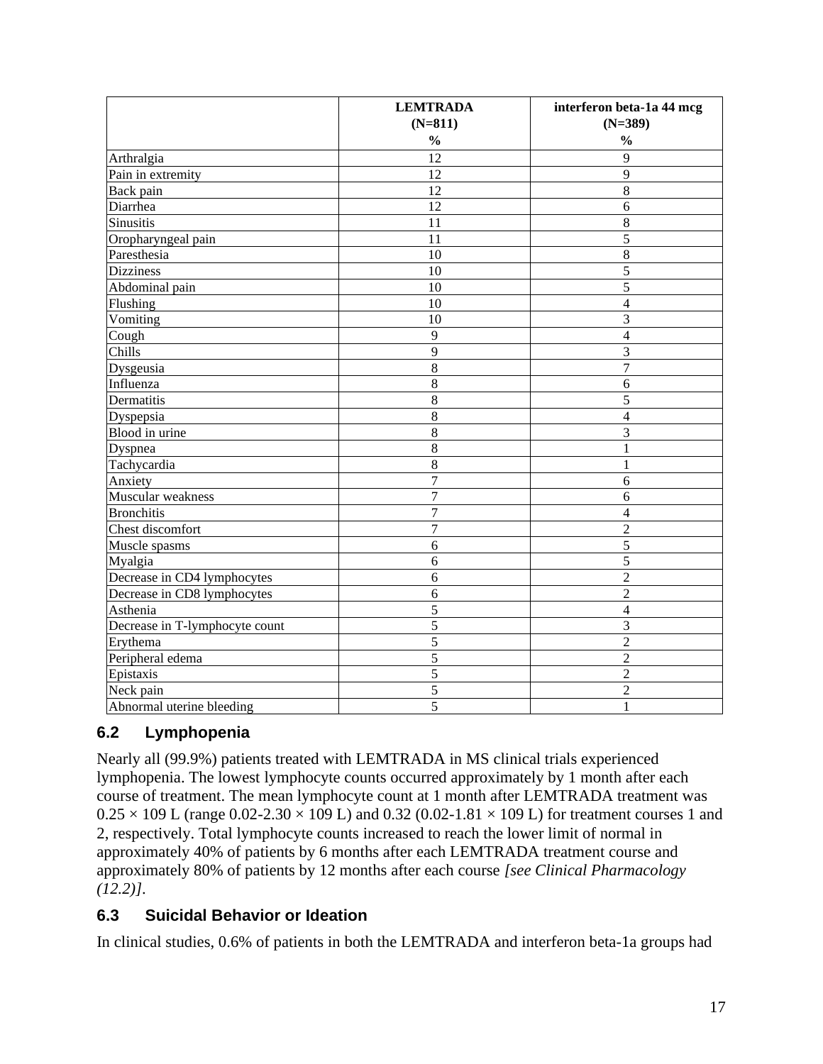| | LEMTRADA (N=811) % | interferon beta-1a 44 mcg (N=389) % |
|---|---|---|
| Arthralgia | 12 | 9 |
| Pain in extremity | 12 | 9 |
| Back pain | 12 | 8 |
| Diarrhea | 12 | 6 |
| Sinusitis | 11 | 8 |
| Oropharyngeal pain | 11 | 5 |
| Paresthesia | 10 | 8 |
| Dizziness | 10 | 5 |
| Abdominal pain | 10 | 5 |
| Flushing | 10 | 4 |
| Vomiting | 10 | 3 |
| Cough | 9 | 4 |
| Chills | 9 | 3 |
| Dysgeusia | 8 | 7 |
| Influenza | 8 | 6 |
| Dermatitis | 8 | 5 |
| Dyspepsia | 8 | 4 |
| Blood in urine | 8 | 3 |
| Dyspnea | 8 | 1 |
| Tachycardia | 8 | 1 |
| Anxiety | 7 | 6 |
| Muscular weakness | 7 | 6 |
| Bronchitis | 7 | 4 |
| Chest discomfort | 7 | 2 |
| Muscle spasms | 6 | 5 |
| Myalgia | 6 | 5 |
| Decrease in CD4 lymphocytes | 6 | 2 |
| Decrease in CD8 lymphocytes | 6 | 2 |
| Asthenia | 5 | 4 |
| Decrease in T-lymphocyte count | 5 | 3 |
| Erythema | 5 | 2 |
| Peripheral edema | 5 | 2 |
| Epistaxis | 5 | 2 |
| Neck pain | 5 | 2 |
| Abnormal uterine bleeding | 5 | 1 |

## 6.2 Lymphopenia

Nearly all (99.9%) patients treated with LEMTRADA in MS clinical trials experienced lymphopenia. The lowest lymphocyte counts occurred approximately by 1 month after each course of treatment. The mean lymphocyte count at 1 month after LEMTRADA treatment was $0.25 \times 109$ L (range $0.02\text{-}2.30 \times 109$ L) and 0.32 ($0.02\text{-}1.81 \times 109$ L) for treatment courses 1 and 2, respectively. Total lymphocyte counts increased to reach the lower limit of normal in approximately 40% of patients by 6 months after each LEMTRADA treatment course and approximately 80% of patients by 12 months after each course *[see Clinical Pharmacology (12.2)]*.

## 6.3 Suicidal Behavior or Ideation

In clinical studies, 0.6% of patients in both the LEMTRADA and interferon beta-1a groups had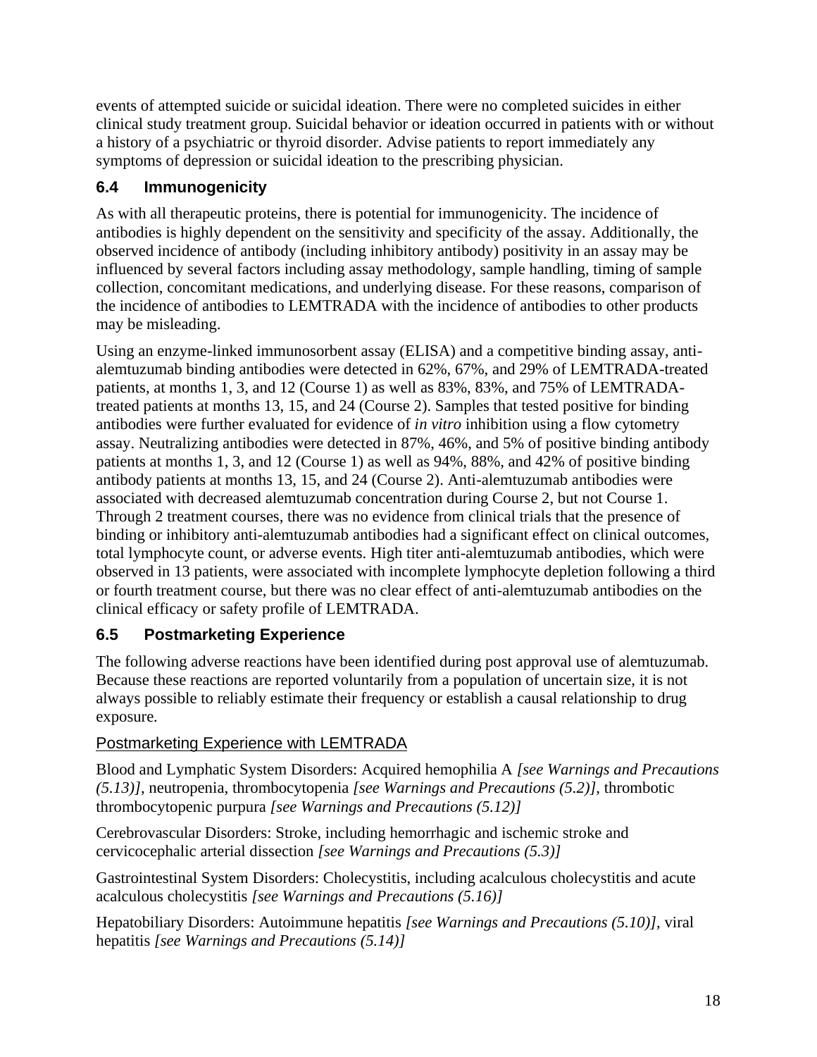events of attempted suicide or suicidal ideation. There were no completed suicides in either clinical study treatment group. Suicidal behavior or ideation occurred in patients with or without a history of a psychiatric or thyroid disorder. Advise patients to report immediately any symptoms of depression or suicidal ideation to the prescribing physician.

## 6.4 Immunogenicity

As with all therapeutic proteins, there is potential for immunogenicity. The incidence of antibodies is highly dependent on the sensitivity and specificity of the assay. Additionally, the observed incidence of antibody (including inhibitory antibody) positivity in an assay may be influenced by several factors including assay methodology, sample handling, timing of sample collection, concomitant medications, and underlying disease. For these reasons, comparison of the incidence of antibodies to LEMTRADA with the incidence of antibodies to other products may be misleading.

Using an enzyme-linked immunosorbent assay (ELISA) and a competitive binding assay, anti-alemtuzumab binding antibodies were detected in 62%, 67%, and 29% of LEMTRADA-treated patients, at months 1, 3, and 12 (Course 1) as well as 83%, 83%, and 75% of LEMTRADA-treated patients at months 13, 15, and 24 (Course 2). Samples that tested positive for binding antibodies were further evaluated for evidence of *in vitro* inhibition using a flow cytometry assay. Neutralizing antibodies were detected in 87%, 46%, and 5% of positive binding antibody patients at months 1, 3, and 12 (Course 1) as well as 94%, 88%, and 42% of positive binding antibody patients at months 13, 15, and 24 (Course 2). Anti-alemtuzumab antibodies were associated with decreased alemtuzumab concentration during Course 2, but not Course 1. Through 2 treatment courses, there was no evidence from clinical trials that the presence of binding or inhibitory anti-alemtuzumab antibodies had a significant effect on clinical outcomes, total lymphocyte count, or adverse events. High titer anti-alemtuzumab antibodies, which were observed in 13 patients, were associated with incomplete lymphocyte depletion following a third or fourth treatment course, but there was no clear effect of anti-alemtuzumab antibodies on the clinical efficacy or safety profile of LEMTRADA.

## 6.5 Postmarketing Experience

The following adverse reactions have been identified during post approval use of alemtuzumab. Because these reactions are reported voluntarily from a population of uncertain size, it is not always possible to reliably estimate their frequency or establish a causal relationship to drug exposure.

### Postmarketing Experience with LEMTRADA

Blood and Lymphatic System Disorders: Acquired hemophilia A *[see Warnings and Precautions (5.13)]*, neutropenia, thrombocytopenia *[see Warnings and Precautions (5.2)]*, thrombotic thrombocytopenic purpura *[see Warnings and Precautions (5.12)]*

Cerebrovascular Disorders: Stroke, including hemorrhagic and ischemic stroke and cervicocephalic arterial dissection *[see Warnings and Precautions (5.3)]*

Gastrointestinal System Disorders: Cholecystitis, including acalculous cholecystitis and acute acalculous cholecystitis *[see Warnings and Precautions (5.16)]*

Hepatobiliary Disorders: Autoimmune hepatitis *[see Warnings and Precautions (5.10)]*, viral hepatitis *[see Warnings and Precautions (5.14)]*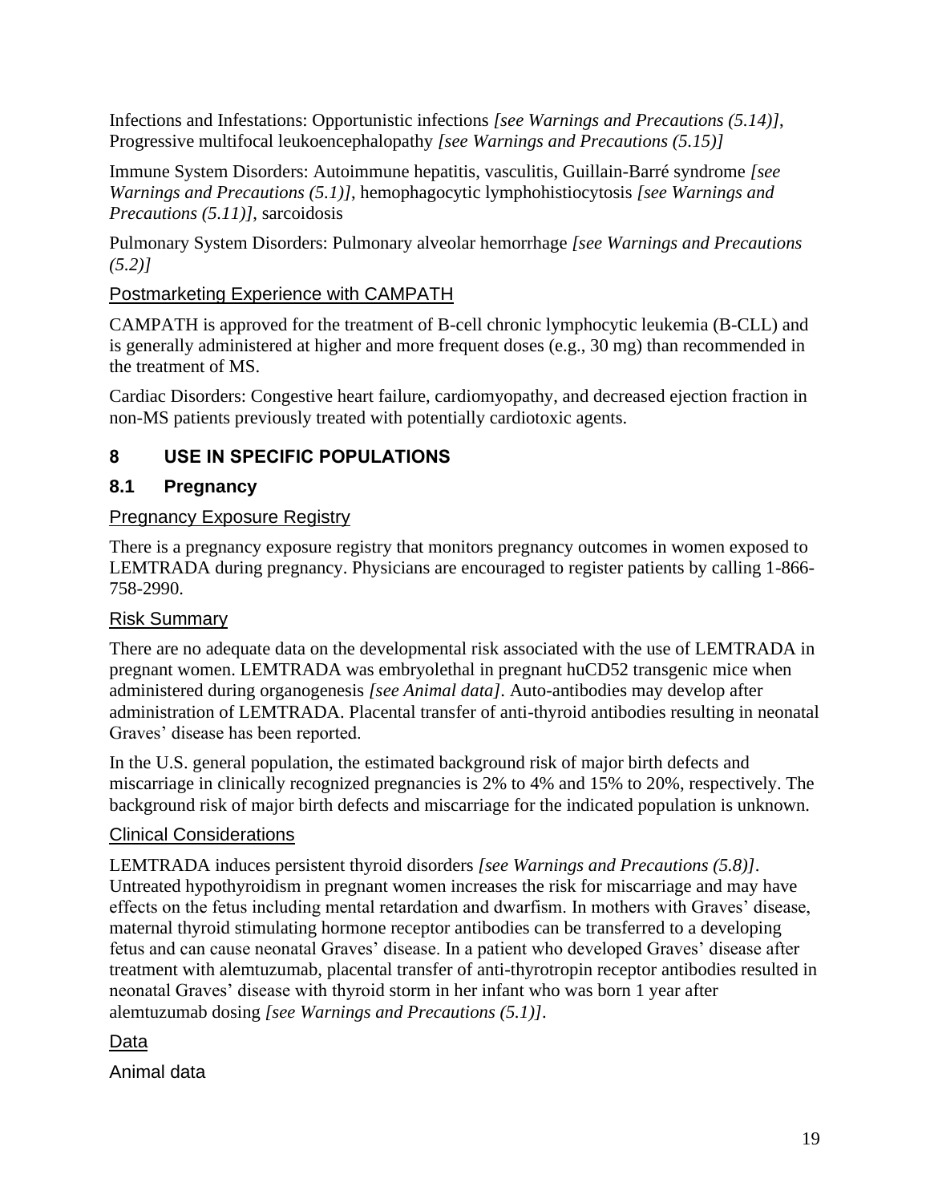Infections and Infestations: Opportunistic infections *[see Warnings and Precautions (5.14)]*, Progressive multifocal leukoencephalopathy *[see Warnings and Precautions (5.15)]*

Immune System Disorders: Autoimmune hepatitis, vasculitis, Guillain-Barré syndrome *[see Warnings and Precautions (5.1)]*, hemophagocytic lymphohistiocytosis *[see Warnings and Precautions (5.11)]*, sarcoidosis

Pulmonary System Disorders: Pulmonary alveolar hemorrhage *[see Warnings and Precautions (5.2)]*

Postmarketing Experience with CAMPATH

CAMPATH is approved for the treatment of B-cell chronic lymphocytic leukemia (B-CLL) and is generally administered at higher and more frequent doses (e.g., 30 mg) than recommended in the treatment of MS.

Cardiac Disorders: Congestive heart failure, cardiomyopathy, and decreased ejection fraction in non-MS patients previously treated with potentially cardiotoxic agents.

## 8 USE IN SPECIFIC POPULATIONS

### 8.1 Pregnancy

Pregnancy Exposure Registry

There is a pregnancy exposure registry that monitors pregnancy outcomes in women exposed to LEMTRADA during pregnancy. Physicians are encouraged to register patients by calling 1-866-758-2990.

Risk Summary

There are no adequate data on the developmental risk associated with the use of LEMTRADA in pregnant women. LEMTRADA was embryolethal in pregnant huCD52 transgenic mice when administered during organogenesis *[see Animal data]*. Auto-antibodies may develop after administration of LEMTRADA. Placental transfer of anti-thyroid antibodies resulting in neonatal Graves' disease has been reported.

In the U.S. general population, the estimated background risk of major birth defects and miscarriage in clinically recognized pregnancies is 2% to 4% and 15% to 20%, respectively. The background risk of major birth defects and miscarriage for the indicated population is unknown.

Clinical Considerations

LEMTRADA induces persistent thyroid disorders *[see Warnings and Precautions (5.8)]*. Untreated hypothyroidism in pregnant women increases the risk for miscarriage and may have effects on the fetus including mental retardation and dwarfism. In mothers with Graves' disease, maternal thyroid stimulating hormone receptor antibodies can be transferred to a developing fetus and can cause neonatal Graves' disease. In a patient who developed Graves' disease after treatment with alemtuzumab, placental transfer of anti-thyrotropin receptor antibodies resulted in neonatal Graves' disease with thyroid storm in her infant who was born 1 year after alemtuzumab dosing *[see Warnings and Precautions (5.1)]*.

Data

Animal data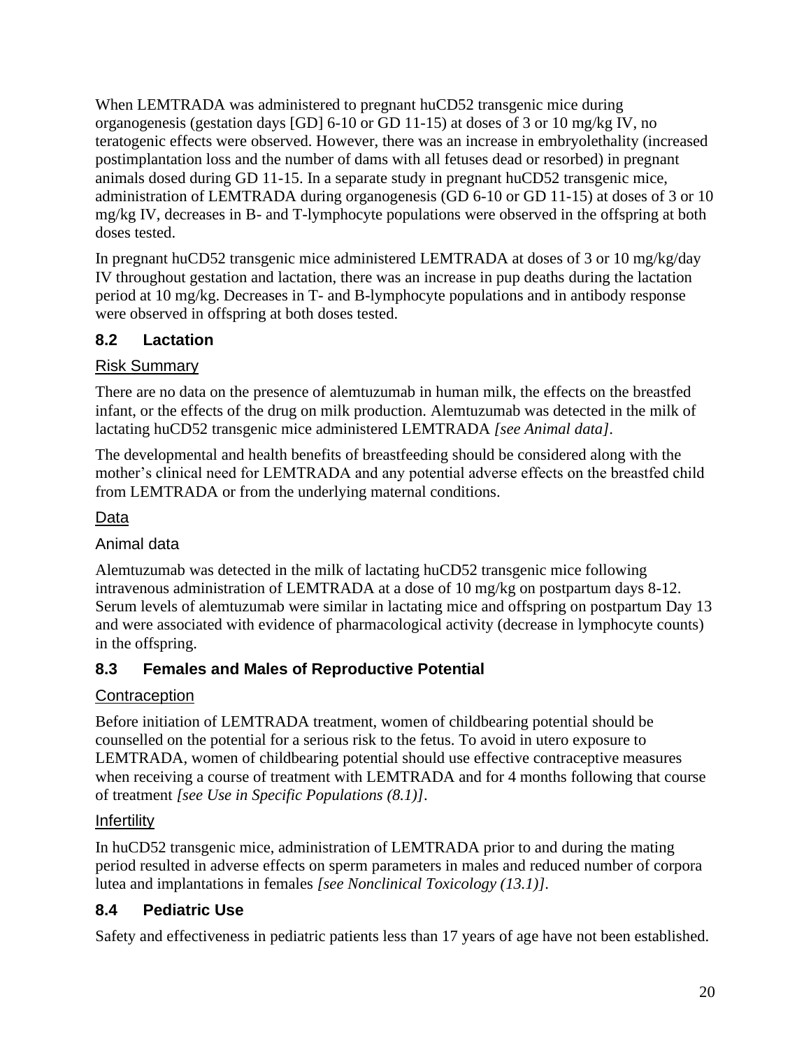When LEMTRADA was administered to pregnant huCD52 transgenic mice during organogenesis (gestation days [GD] 6-10 or GD 11-15) at doses of 3 or 10 mg/kg IV, no teratogenic effects were observed. However, there was an increase in embryolethality (increased postimplantation loss and the number of dams with all fetuses dead or resorbed) in pregnant animals dosed during GD 11-15. In a separate study in pregnant huCD52 transgenic mice, administration of LEMTRADA during organogenesis (GD 6-10 or GD 11-15) at doses of 3 or 10 mg/kg IV, decreases in B- and T-lymphocyte populations were observed in the offspring at both doses tested.

In pregnant huCD52 transgenic mice administered LEMTRADA at doses of 3 or 10 mg/kg/day IV throughout gestation and lactation, there was an increase in pup deaths during the lactation period at 10 mg/kg. Decreases in T- and B-lymphocyte populations and in antibody response were observed in offspring at both doses tested.

## 8.2 Lactation

Risk Summary

There are no data on the presence of alemtuzumab in human milk, the effects on the breastfed infant, or the effects of the drug on milk production. Alemtuzumab was detected in the milk of lactating huCD52 transgenic mice administered LEMTRADA *[see Animal data]*.

The developmental and health benefits of breastfeeding should be considered along with the mother's clinical need for LEMTRADA and any potential adverse effects on the breastfed child from LEMTRADA or from the underlying maternal conditions.

Data

Animal data

Alemtuzumab was detected in the milk of lactating huCD52 transgenic mice following intravenous administration of LEMTRADA at a dose of 10 mg/kg on postpartum days 8-12. Serum levels of alemtuzumab were similar in lactating mice and offspring on postpartum Day 13 and were associated with evidence of pharmacological activity (decrease in lymphocyte counts) in the offspring.

## 8.3 Females and Males of Reproductive Potential

Contraception

Before initiation of LEMTRADA treatment, women of childbearing potential should be counselled on the potential for a serious risk to the fetus. To avoid in utero exposure to LEMTRADA, women of childbearing potential should use effective contraceptive measures when receiving a course of treatment with LEMTRADA and for 4 months following that course of treatment *[see Use in Specific Populations (8.1)]*.

Infertility

In huCD52 transgenic mice, administration of LEMTRADA prior to and during the mating period resulted in adverse effects on sperm parameters in males and reduced number of corpora lutea and implantations in females *[see Nonclinical Toxicology (13.1)]*.

## 8.4 Pediatric Use

Safety and effectiveness in pediatric patients less than 17 years of age have not been established.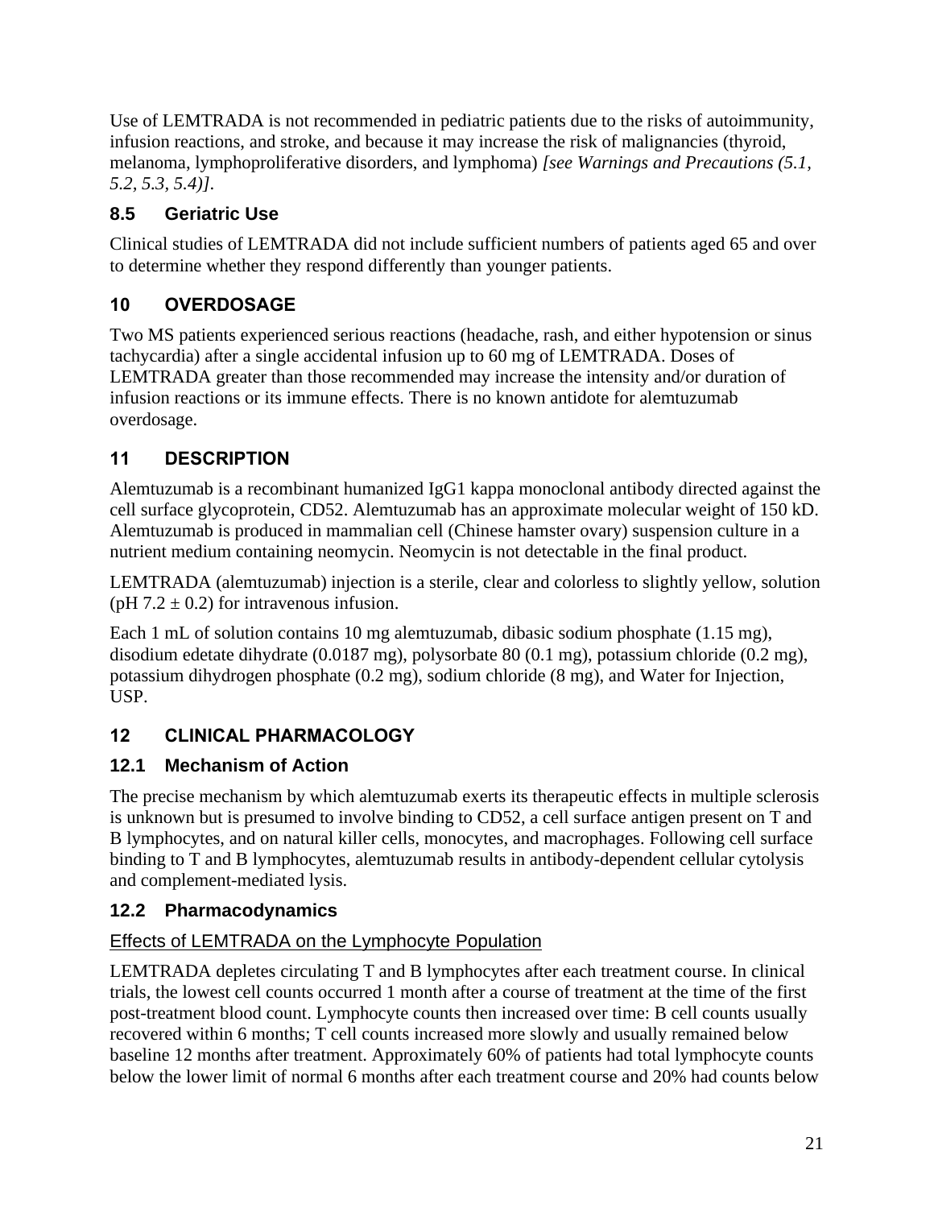Use of LEMTRADA is not recommended in pediatric patients due to the risks of autoimmunity, infusion reactions, and stroke, and because it may increase the risk of malignancies (thyroid, melanoma, lymphoproliferative disorders, and lymphoma) *[see Warnings and Precautions (5.1, 5.2, 5.3, 5.4)]*.

### 8.5 Geriatric Use

Clinical studies of LEMTRADA did not include sufficient numbers of patients aged 65 and over to determine whether they respond differently than younger patients.

## 10 OVERDOSAGE

Two MS patients experienced serious reactions (headache, rash, and either hypotension or sinus tachycardia) after a single accidental infusion up to 60 mg of LEMTRADA. Doses of LEMTRADA greater than those recommended may increase the intensity and/or duration of infusion reactions or its immune effects. There is no known antidote for alemtuzumab overdosage.

## 11 DESCRIPTION

Alemtuzumab is a recombinant humanized IgG1 kappa monoclonal antibody directed against the cell surface glycoprotein, CD52. Alemtuzumab has an approximate molecular weight of 150 kD. Alemtuzumab is produced in mammalian cell (Chinese hamster ovary) suspension culture in a nutrient medium containing neomycin. Neomycin is not detectable in the final product.

LEMTRADA (alemtuzumab) injection is a sterile, clear and colorless to slightly yellow, solution (pH $7.2 \pm 0.2$) for intravenous infusion.

Each 1 mL of solution contains 10 mg alemtuzumab, dibasic sodium phosphate (1.15 mg), disodium edetate dihydrate (0.0187 mg), polysorbate 80 (0.1 mg), potassium chloride (0.2 mg), potassium dihydrogen phosphate (0.2 mg), sodium chloride (8 mg), and Water for Injection, USP.

## 12 CLINICAL PHARMACOLOGY

### 12.1 Mechanism of Action

The precise mechanism by which alemtuzumab exerts its therapeutic effects in multiple sclerosis is unknown but is presumed to involve binding to CD52, a cell surface antigen present on T and B lymphocytes, and on natural killer cells, monocytes, and macrophages. Following cell surface binding to T and B lymphocytes, alemtuzumab results in antibody-dependent cellular cytolysis and complement-mediated lysis.

### 12.2 Pharmacodynamics

Effects of LEMTRADA on the Lymphocyte Population

LEMTRADA depletes circulating T and B lymphocytes after each treatment course. In clinical trials, the lowest cell counts occurred 1 month after a course of treatment at the time of the first post-treatment blood count. Lymphocyte counts then increased over time: B cell counts usually recovered within 6 months; T cell counts increased more slowly and usually remained below baseline 12 months after treatment. Approximately 60% of patients had total lymphocyte counts below the lower limit of normal 6 months after each treatment course and 20% had counts below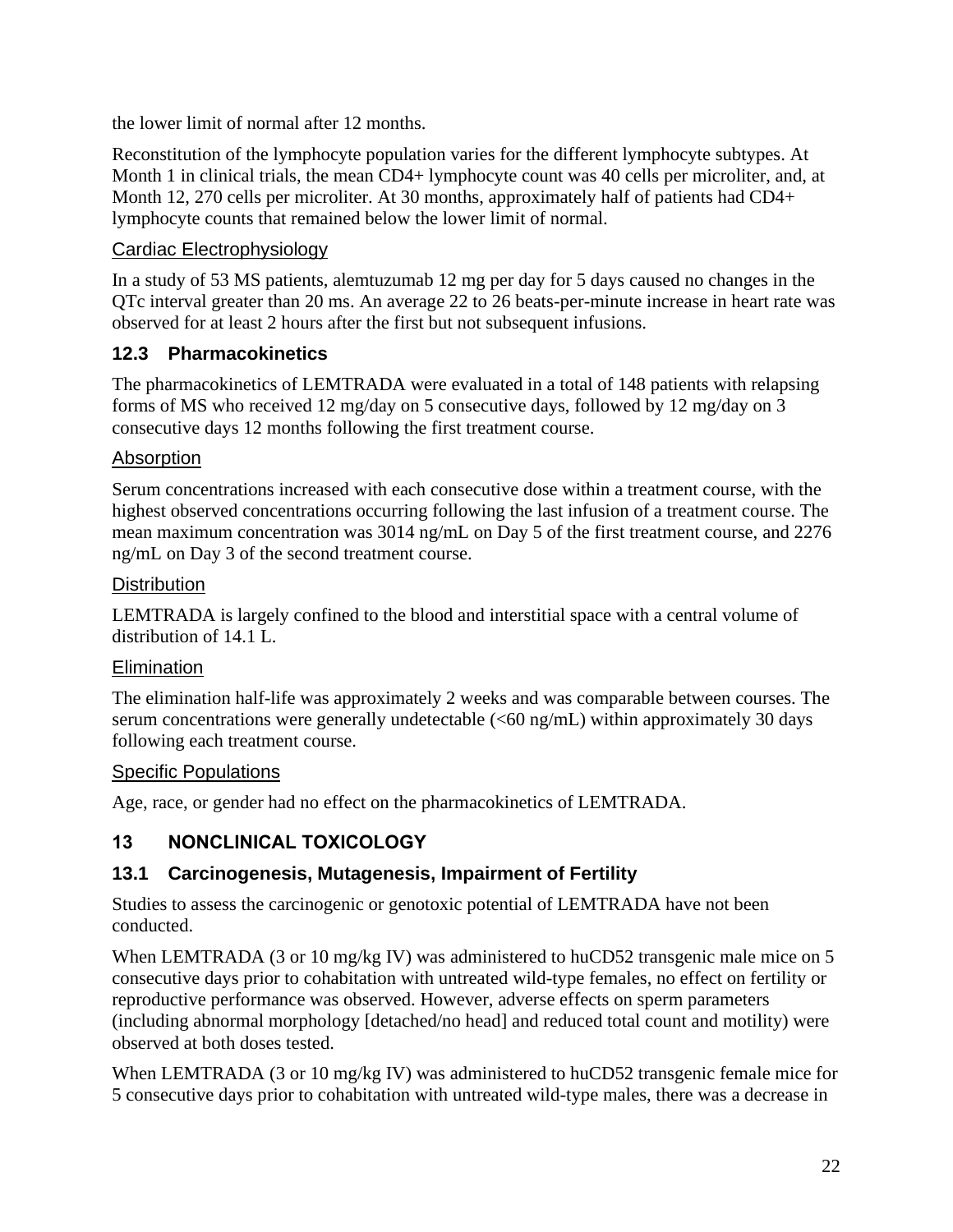the lower limit of normal after 12 months.

Reconstitution of the lymphocyte population varies for the different lymphocyte subtypes. At Month 1 in clinical trials, the mean CD4+ lymphocyte count was 40 cells per microliter, and, at Month 12, 270 cells per microliter. At 30 months, approximately half of patients had CD4+ lymphocyte counts that remained below the lower limit of normal.

#### Cardiac Electrophysiology

In a study of 53 MS patients, alemtuzumab 12 mg per day for 5 days caused no changes in the QTc interval greater than 20 ms. An average 22 to 26 beats-per-minute increase in heart rate was observed for at least 2 hours after the first but not subsequent infusions.

### 12.3 Pharmacokinetics

The pharmacokinetics of LEMTRADA were evaluated in a total of 148 patients with relapsing forms of MS who received 12 mg/day on 5 consecutive days, followed by 12 mg/day on 3 consecutive days 12 months following the first treatment course.

#### Absorption

Serum concentrations increased with each consecutive dose within a treatment course, with the highest observed concentrations occurring following the last infusion of a treatment course. The mean maximum concentration was 3014 ng/mL on Day 5 of the first treatment course, and 2276 ng/mL on Day 3 of the second treatment course.

#### Distribution

LEMTRADA is largely confined to the blood and interstitial space with a central volume of distribution of 14.1 L.

#### Elimination

The elimination half-life was approximately 2 weeks and was comparable between courses. The serum concentrations were generally undetectable (<60 ng/mL) within approximately 30 days following each treatment course.

#### Specific Populations

Age, race, or gender had no effect on the pharmacokinetics of LEMTRADA.

## 13 NONCLINICAL TOXICOLOGY

### 13.1 Carcinogenesis, Mutagenesis, Impairment of Fertility

Studies to assess the carcinogenic or genotoxic potential of LEMTRADA have not been conducted.

When LEMTRADA (3 or 10 mg/kg IV) was administered to huCD52 transgenic male mice on 5 consecutive days prior to cohabitation with untreated wild-type females, no effect on fertility or reproductive performance was observed. However, adverse effects on sperm parameters (including abnormal morphology [detached/no head] and reduced total count and motility) were observed at both doses tested.

When LEMTRADA (3 or 10 mg/kg IV) was administered to huCD52 transgenic female mice for 5 consecutive days prior to cohabitation with untreated wild-type males, there was a decrease in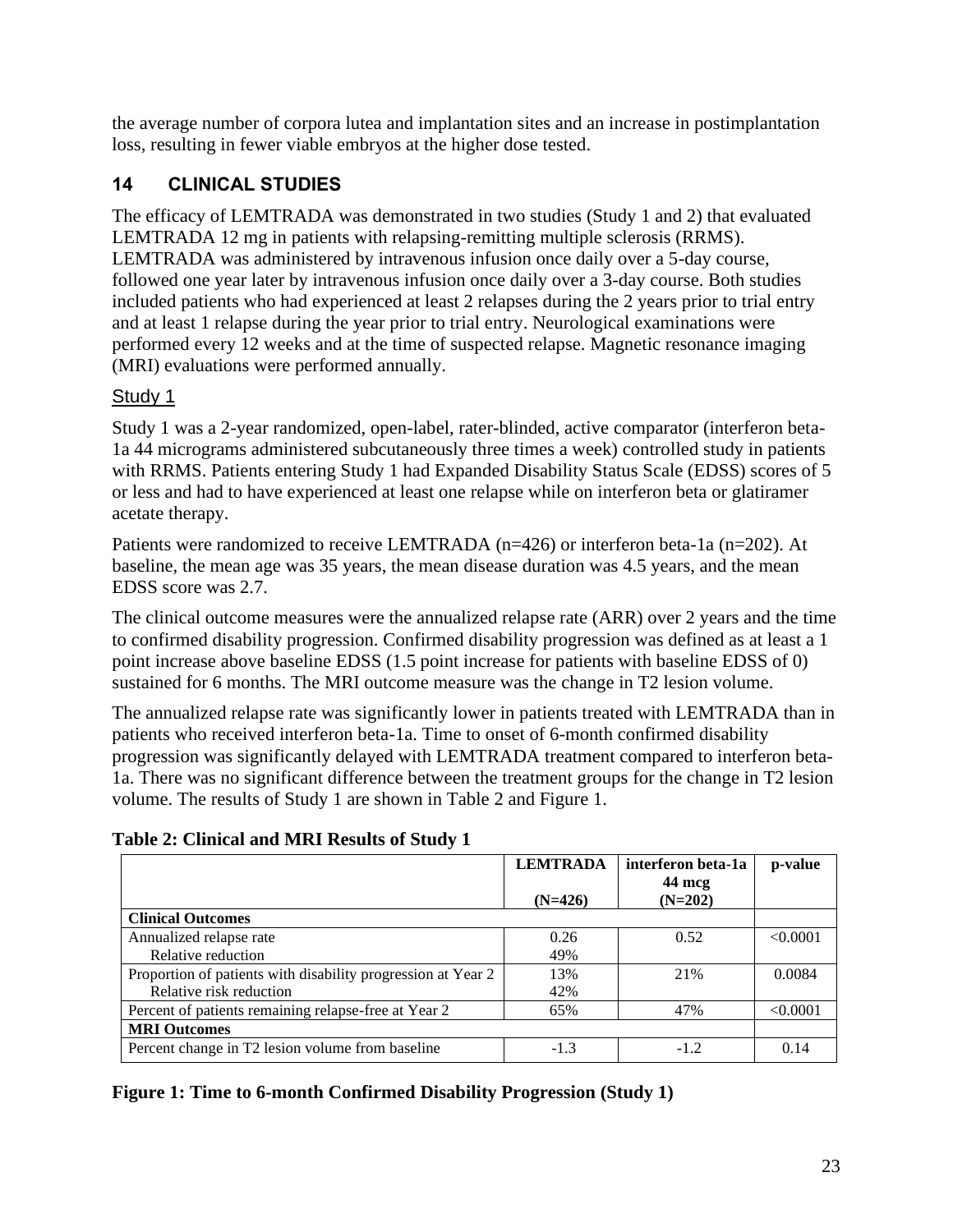the average number of corpora lutea and implantation sites and an increase in postimplantation loss, resulting in fewer viable embryos at the higher dose tested.

## 14 CLINICAL STUDIES

The efficacy of LEMTRADA was demonstrated in two studies (Study 1 and 2) that evaluated LEMTRADA 12 mg in patients with relapsing-remitting multiple sclerosis (RRMS). LEMTRADA was administered by intravenous infusion once daily over a 5-day course, followed one year later by intravenous infusion once daily over a 3-day course. Both studies included patients who had experienced at least 2 relapses during the 2 years prior to trial entry and at least 1 relapse during the year prior to trial entry. Neurological examinations were performed every 12 weeks and at the time of suspected relapse. Magnetic resonance imaging (MRI) evaluations were performed annually.

### Study 1

Study 1 was a 2-year randomized, open-label, rater-blinded, active comparator (interferon beta-1a 44 micrograms administered subcutaneously three times a week) controlled study in patients with RRMS. Patients entering Study 1 had Expanded Disability Status Scale (EDSS) scores of 5 or less and had to have experienced at least one relapse while on interferon beta or glatiramer acetate therapy.

Patients were randomized to receive LEMTRADA (n=426) or interferon beta-1a (n=202). At baseline, the mean age was 35 years, the mean disease duration was 4.5 years, and the mean EDSS score was 2.7.

The clinical outcome measures were the annualized relapse rate (ARR) over 2 years and the time to confirmed disability progression. Confirmed disability progression was defined as at least a 1 point increase above baseline EDSS (1.5 point increase for patients with baseline EDSS of 0) sustained for 6 months. The MRI outcome measure was the change in T2 lesion volume.

The annualized relapse rate was significantly lower in patients treated with LEMTRADA than in patients who received interferon beta-1a. Time to onset of 6-month confirmed disability progression was significantly delayed with LEMTRADA treatment compared to interferon beta-1a. There was no significant difference between the treatment groups for the change in T2 lesion volume. The results of Study 1 are shown in Table 2 and Figure 1.

**Table 2: Clinical and MRI Results of Study 1**

| | LEMTRADA (N=426) | interferon beta-1a 44 mcg (N=202) | p-value |
|---|---|---|---|
| **Clinical Outcomes** | | | |
| Annualized relapse rate<br>Relative reduction | 0.26<br>49% | 0.52 | <0.0001 |
| Proportion of patients with disability progression at Year 2<br>Relative risk reduction | 13%<br>42% | 21% | 0.0084 |
| Percent of patients remaining relapse-free at Year 2 | 65% | 47% | <0.0001 |
| **MRI Outcomes** | | | |
| Percent change in T2 lesion volume from baseline | -1.3 | -1.2 | 0.14 |

**Figure 1: Time to 6-month Confirmed Disability Progression (Study 1)**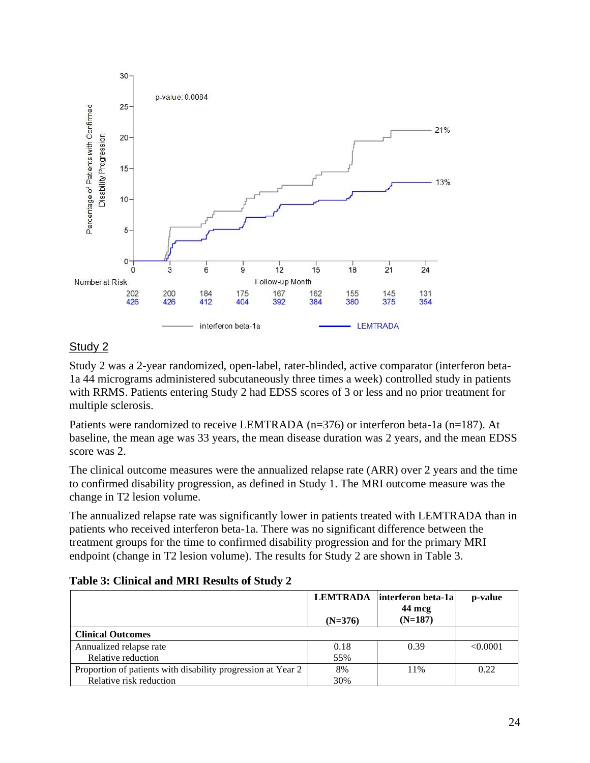p-value: 0.0084

Percentage of Patients with Confirmed Disability Progression

Follow-up Month

| Number at Risk | 0 | 3 | 6 | 9 | 12 | 15 | 18 | 21 | 24 |
|---|---|---|---|---|---|---|---|---|---|
| interferon beta-1a | 202 | 200 | 184 | 175 | 167 | 162 | 155 | 145 | 131 |
| LEMTRADA | 426 | 426 | 412 | 404 | 392 | 384 | 380 | 375 | 354 |

interferon beta-1a: 21%; LEMTRADA: 13%

## Study 2

Study 2 was a 2-year randomized, open-label, rater-blinded, active comparator (interferon beta-1a 44 micrograms administered subcutaneously three times a week) controlled study in patients with RRMS. Patients entering Study 2 had EDSS scores of 3 or less and no prior treatment for multiple sclerosis.

Patients were randomized to receive LEMTRADA (n=376) or interferon beta-1a (n=187). At baseline, the mean age was 33 years, the mean disease duration was 2 years, and the mean EDSS score was 2.

The clinical outcome measures were the annualized relapse rate (ARR) over 2 years and the time to confirmed disability progression, as defined in Study 1. The MRI outcome measure was the change in T2 lesion volume.

The annualized relapse rate was significantly lower in patients treated with LEMTRADA than in patients who received interferon beta-1a. There was no significant difference between the treatment groups for the time to confirmed disability progression and for the primary MRI endpoint (change in T2 lesion volume). The results for Study 2 are shown in Table 3.

**Table 3: Clinical and MRI Results of Study 2**

| | LEMTRADA (N=376) | interferon beta-1a 44 mcg (N=187) | p-value |
|---|---|---|---|
| **Clinical Outcomes** | | | |
| Annualized relapse rate<br>Relative reduction | 0.18<br>55% | 0.39 | <0.0001 |
| Proportion of patients with disability progression at Year 2<br>Relative risk reduction | 8%<br>30% | 11% | 0.22 |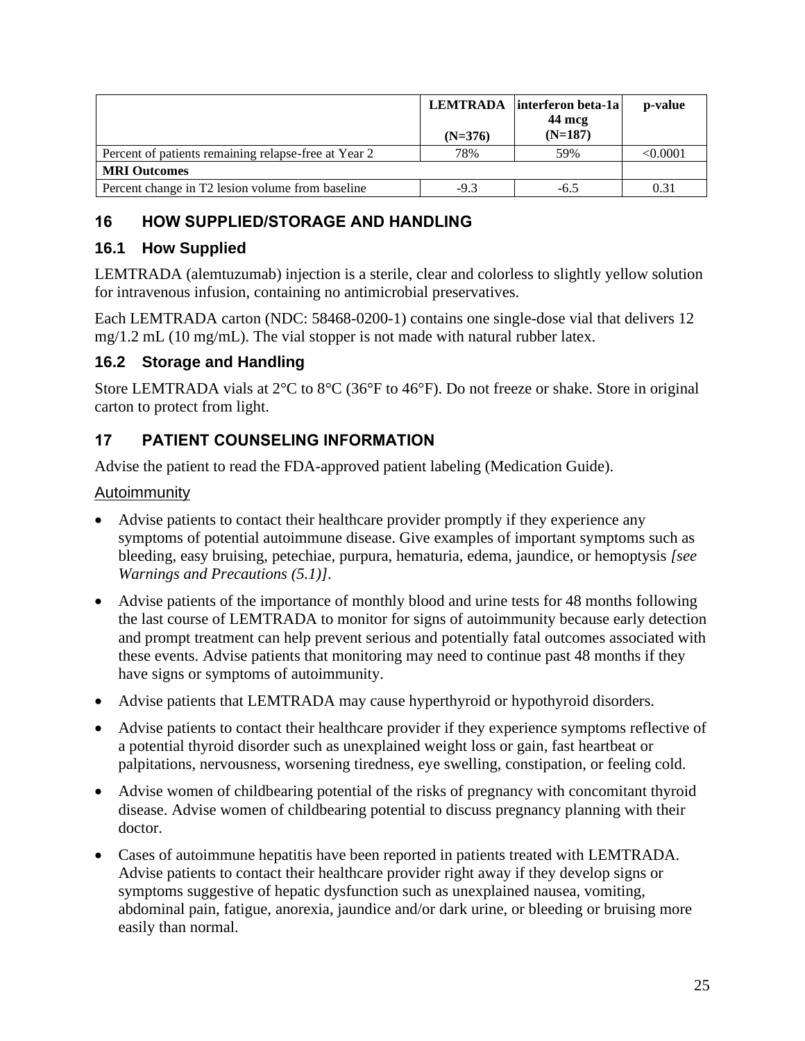| | **LEMTRADA** (N=376) | **interferon beta-1a 44 mcg** (N=187) | **p-value** |
|---|---|---|---|
| Percent of patients remaining relapse-free at Year 2 | 78% | 59% | <0.0001 |
| **MRI Outcomes** | | | |
| Percent change in T2 lesion volume from baseline | -9.3 | -6.5 | 0.31 |

## 16 HOW SUPPLIED/STORAGE AND HANDLING

### 16.1 How Supplied

LEMTRADA (alemtuzumab) injection is a sterile, clear and colorless to slightly yellow solution for intravenous infusion, containing no antimicrobial preservatives.

Each LEMTRADA carton (NDC: 58468-0200-1) contains one single-dose vial that delivers 12 mg/1.2 mL (10 mg/mL). The vial stopper is not made with natural rubber latex.

### 16.2 Storage and Handling

Store LEMTRADA vials at 2°C to 8°C (36°F to 46°F). Do not freeze or shake. Store in original carton to protect from light.

## 17 PATIENT COUNSELING INFORMATION

Advise the patient to read the FDA-approved patient labeling (Medication Guide).

Autoimmunity

- Advise patients to contact their healthcare provider promptly if they experience any symptoms of potential autoimmune disease. Give examples of important symptoms such as bleeding, easy bruising, petechiae, purpura, hematuria, edema, jaundice, or hemoptysis *[see Warnings and Precautions (5.1)]*.
- Advise patients of the importance of monthly blood and urine tests for 48 months following the last course of LEMTRADA to monitor for signs of autoimmunity because early detection and prompt treatment can help prevent serious and potentially fatal outcomes associated with these events. Advise patients that monitoring may need to continue past 48 months if they have signs or symptoms of autoimmunity.
- Advise patients that LEMTRADA may cause hyperthyroid or hypothyroid disorders.
- Advise patients to contact their healthcare provider if they experience symptoms reflective of a potential thyroid disorder such as unexplained weight loss or gain, fast heartbeat or palpitations, nervousness, worsening tiredness, eye swelling, constipation, or feeling cold.
- Advise women of childbearing potential of the risks of pregnancy with concomitant thyroid disease. Advise women of childbearing potential to discuss pregnancy planning with their doctor.
- Cases of autoimmune hepatitis have been reported in patients treated with LEMTRADA. Advise patients to contact their healthcare provider right away if they develop signs or symptoms suggestive of hepatic dysfunction such as unexplained nausea, vomiting, abdominal pain, fatigue, anorexia, jaundice and/or dark urine, or bleeding or bruising more easily than normal.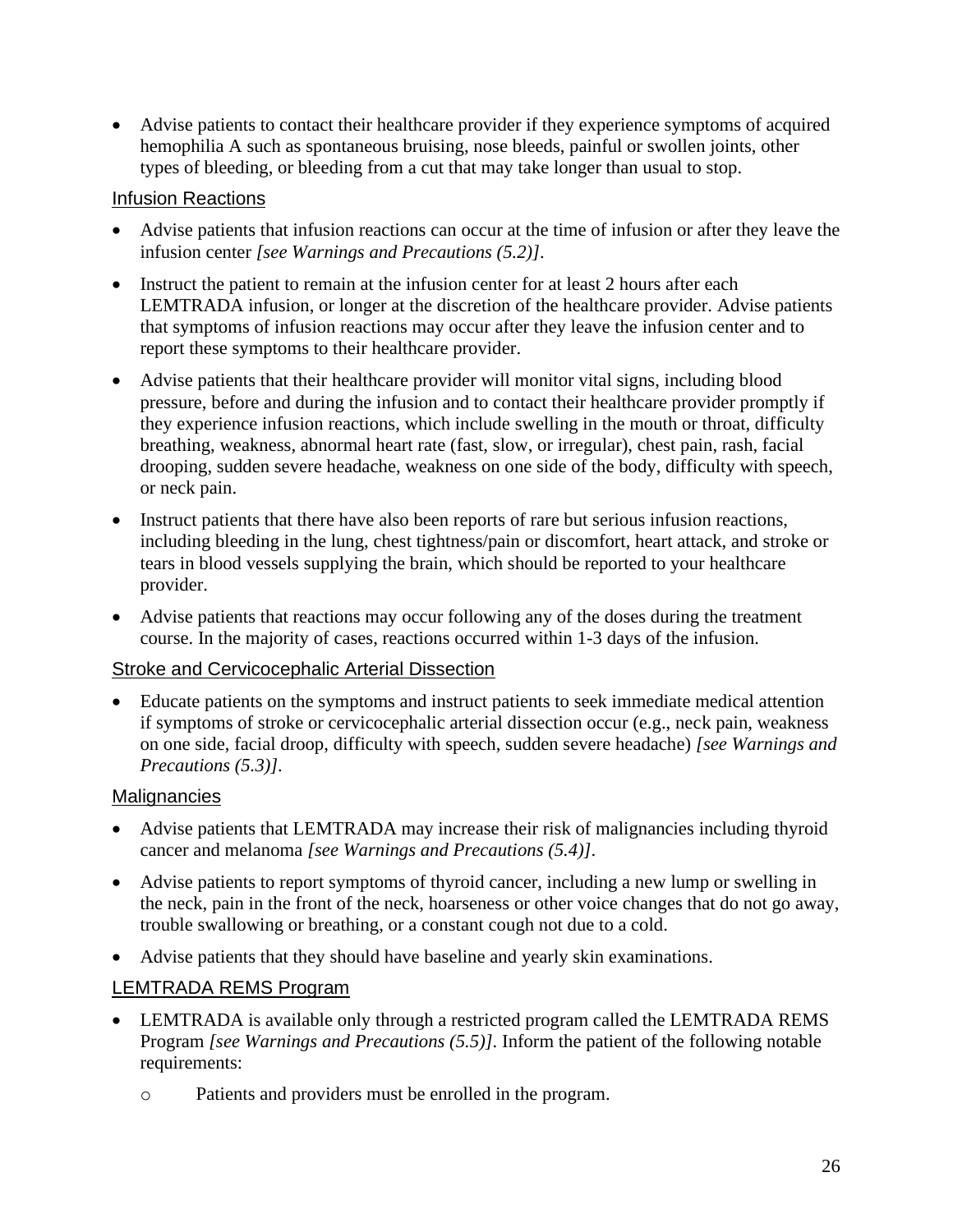- Advise patients to contact their healthcare provider if they experience symptoms of acquired hemophilia A such as spontaneous bruising, nose bleeds, painful or swollen joints, other types of bleeding, or bleeding from a cut that may take longer than usual to stop.

### Infusion Reactions

- Advise patients that infusion reactions can occur at the time of infusion or after they leave the infusion center *[see Warnings and Precautions (5.2)]*.
- Instruct the patient to remain at the infusion center for at least 2 hours after each LEMTRADA infusion, or longer at the discretion of the healthcare provider. Advise patients that symptoms of infusion reactions may occur after they leave the infusion center and to report these symptoms to their healthcare provider.
- Advise patients that their healthcare provider will monitor vital signs, including blood pressure, before and during the infusion and to contact their healthcare provider promptly if they experience infusion reactions, which include swelling in the mouth or throat, difficulty breathing, weakness, abnormal heart rate (fast, slow, or irregular), chest pain, rash, facial drooping, sudden severe headache, weakness on one side of the body, difficulty with speech, or neck pain.
- Instruct patients that there have also been reports of rare but serious infusion reactions, including bleeding in the lung, chest tightness/pain or discomfort, heart attack, and stroke or tears in blood vessels supplying the brain, which should be reported to your healthcare provider.
- Advise patients that reactions may occur following any of the doses during the treatment course. In the majority of cases, reactions occurred within 1-3 days of the infusion.

### Stroke and Cervicocephalic Arterial Dissection

- Educate patients on the symptoms and instruct patients to seek immediate medical attention if symptoms of stroke or cervicocephalic arterial dissection occur (e.g., neck pain, weakness on one side, facial droop, difficulty with speech, sudden severe headache) *[see Warnings and Precautions (5.3)]*.

### Malignancies

- Advise patients that LEMTRADA may increase their risk of malignancies including thyroid cancer and melanoma *[see Warnings and Precautions (5.4)]*.
- Advise patients to report symptoms of thyroid cancer, including a new lump or swelling in the neck, pain in the front of the neck, hoarseness or other voice changes that do not go away, trouble swallowing or breathing, or a constant cough not due to a cold.
- Advise patients that they should have baseline and yearly skin examinations.

### LEMTRADA REMS Program

- LEMTRADA is available only through a restricted program called the LEMTRADA REMS Program *[see Warnings and Precautions (5.5)]*. Inform the patient of the following notable requirements:
  - Patients and providers must be enrolled in the program.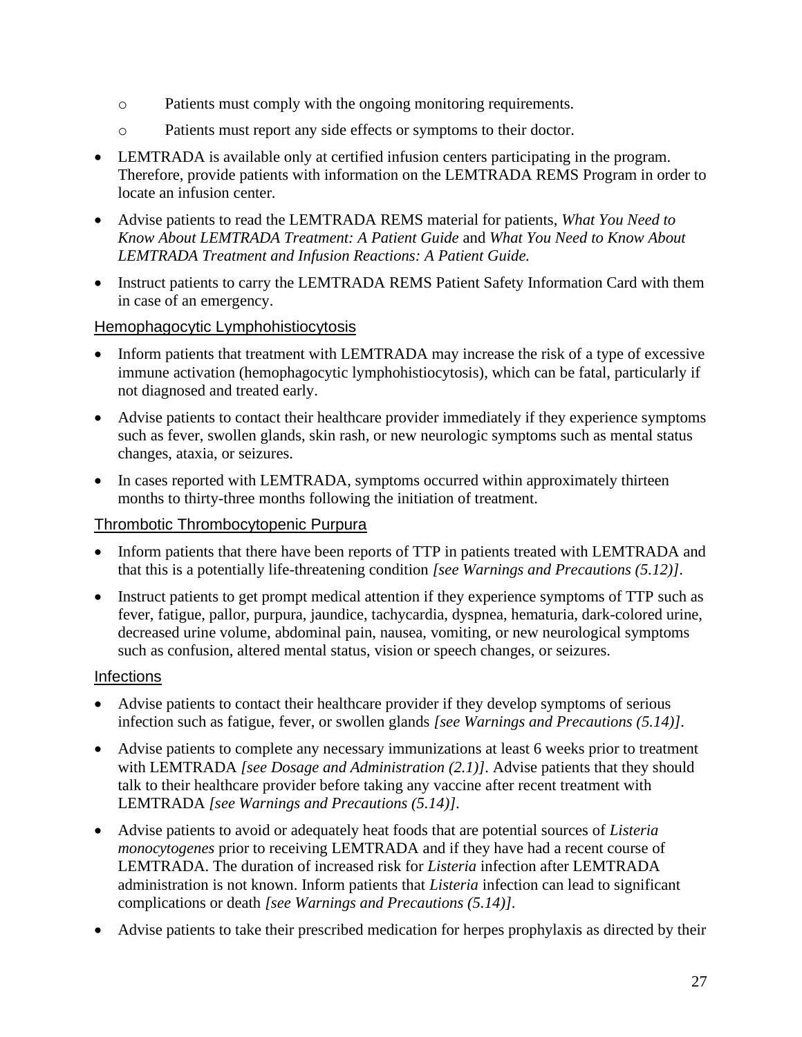- Patients must comply with the ongoing monitoring requirements.
  - Patients must report any side effects or symptoms to their doctor.
- LEMTRADA is available only at certified infusion centers participating in the program. Therefore, provide patients with information on the LEMTRADA REMS Program in order to locate an infusion center.
- Advise patients to read the LEMTRADA REMS material for patients, *What You Need to Know About LEMTRADA Treatment: A Patient Guide* and *What You Need to Know About LEMTRADA Treatment and Infusion Reactions: A Patient Guide.*
- Instruct patients to carry the LEMTRADA REMS Patient Safety Information Card with them in case of an emergency.

### Hemophagocytic Lymphohistiocytosis

- Inform patients that treatment with LEMTRADA may increase the risk of a type of excessive immune activation (hemophagocytic lymphohistiocytosis), which can be fatal, particularly if not diagnosed and treated early.
- Advise patients to contact their healthcare provider immediately if they experience symptoms such as fever, swollen glands, skin rash, or new neurologic symptoms such as mental status changes, ataxia, or seizures.
- In cases reported with LEMTRADA, symptoms occurred within approximately thirteen months to thirty-three months following the initiation of treatment.

### Thrombotic Thrombocytopenic Purpura

- Inform patients that there have been reports of TTP in patients treated with LEMTRADA and that this is a potentially life-threatening condition *[see Warnings and Precautions (5.12)]*.
- Instruct patients to get prompt medical attention if they experience symptoms of TTP such as fever, fatigue, pallor, purpura, jaundice, tachycardia, dyspnea, hematuria, dark-colored urine, decreased urine volume, abdominal pain, nausea, vomiting, or new neurological symptoms such as confusion, altered mental status, vision or speech changes, or seizures.

### Infections

- Advise patients to contact their healthcare provider if they develop symptoms of serious infection such as fatigue, fever, or swollen glands *[see Warnings and Precautions (5.14)]*.
- Advise patients to complete any necessary immunizations at least 6 weeks prior to treatment with LEMTRADA *[see Dosage and Administration (2.1)]*. Advise patients that they should talk to their healthcare provider before taking any vaccine after recent treatment with LEMTRADA *[see Warnings and Precautions (5.14)]*.
- Advise patients to avoid or adequately heat foods that are potential sources of *Listeria monocytogenes* prior to receiving LEMTRADA and if they have had a recent course of LEMTRADA. The duration of increased risk for *Listeria* infection after LEMTRADA administration is not known. Inform patients that *Listeria* infection can lead to significant complications or death *[see Warnings and Precautions (5.14)]*.
- Advise patients to take their prescribed medication for herpes prophylaxis as directed by their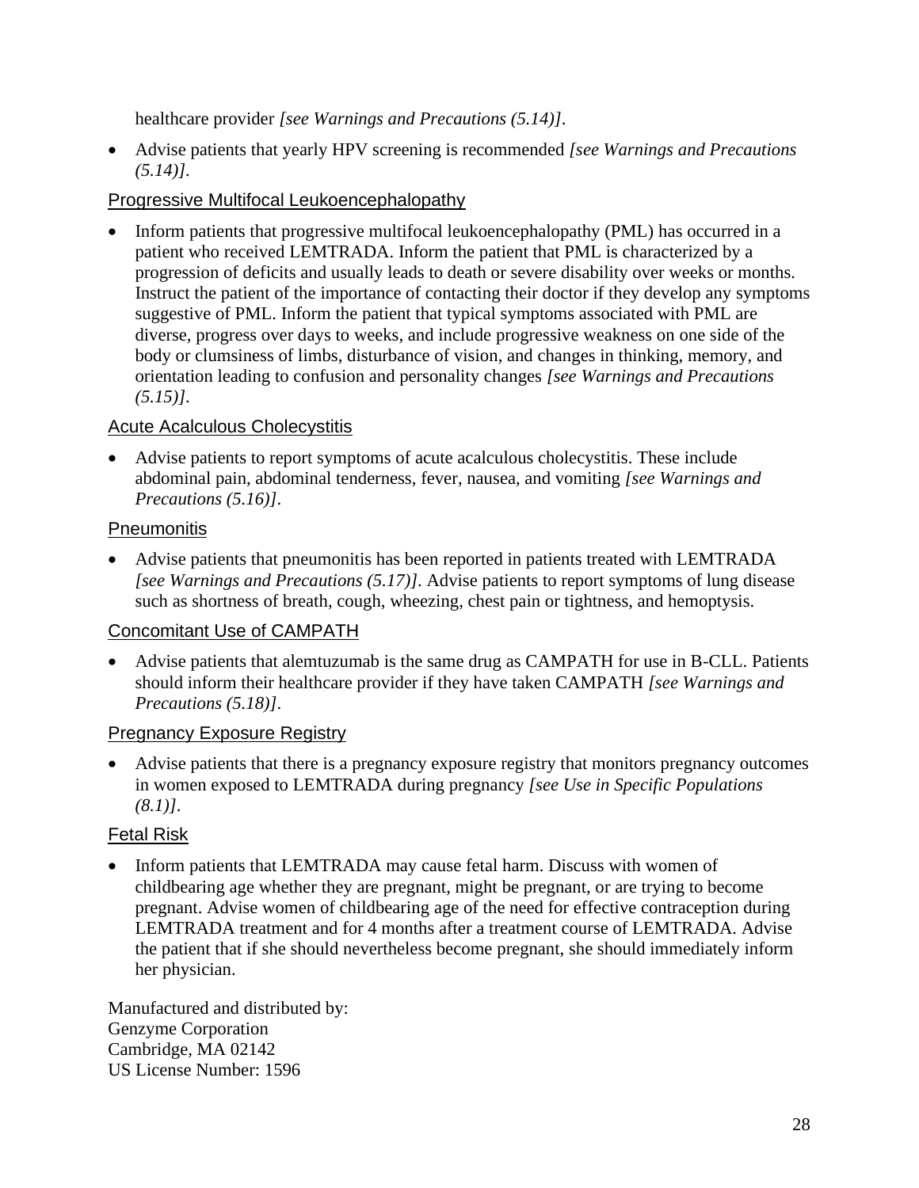healthcare provider *[see Warnings and Precautions (5.14)]*.

- Advise patients that yearly HPV screening is recommended *[see Warnings and Precautions (5.14)]*.

Progressive Multifocal Leukoencephalopathy

- Inform patients that progressive multifocal leukoencephalopathy (PML) has occurred in a patient who received LEMTRADA. Inform the patient that PML is characterized by a progression of deficits and usually leads to death or severe disability over weeks or months. Instruct the patient of the importance of contacting their doctor if they develop any symptoms suggestive of PML. Inform the patient that typical symptoms associated with PML are diverse, progress over days to weeks, and include progressive weakness on one side of the body or clumsiness of limbs, disturbance of vision, and changes in thinking, memory, and orientation leading to confusion and personality changes *[see Warnings and Precautions (5.15)]*.

Acute Acalculous Cholecystitis

- Advise patients to report symptoms of acute acalculous cholecystitis. These include abdominal pain, abdominal tenderness, fever, nausea, and vomiting *[see Warnings and Precautions (5.16)]*.

Pneumonitis

- Advise patients that pneumonitis has been reported in patients treated with LEMTRADA *[see Warnings and Precautions (5.17)]*. Advise patients to report symptoms of lung disease such as shortness of breath, cough, wheezing, chest pain or tightness, and hemoptysis.

Concomitant Use of CAMPATH

- Advise patients that alemtuzumab is the same drug as CAMPATH for use in B-CLL. Patients should inform their healthcare provider if they have taken CAMPATH *[see Warnings and Precautions (5.18)]*.

Pregnancy Exposure Registry

- Advise patients that there is a pregnancy exposure registry that monitors pregnancy outcomes in women exposed to LEMTRADA during pregnancy *[see Use in Specific Populations (8.1)]*.

Fetal Risk

- Inform patients that LEMTRADA may cause fetal harm. Discuss with women of childbearing age whether they are pregnant, might be pregnant, or are trying to become pregnant. Advise women of childbearing age of the need for effective contraception during LEMTRADA treatment and for 4 months after a treatment course of LEMTRADA. Advise the patient that if she should nevertheless become pregnant, she should immediately inform her physician.

Manufactured and distributed by:
Genzyme Corporation
Cambridge, MA 02142
US License Number: 1596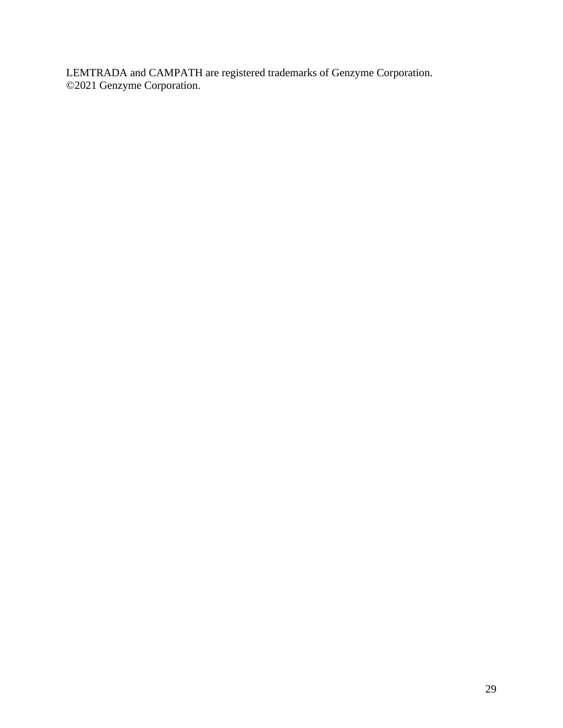LEMTRADA and CAMPATH are registered trademarks of Genzyme Corporation.
©2021 Genzyme Corporation.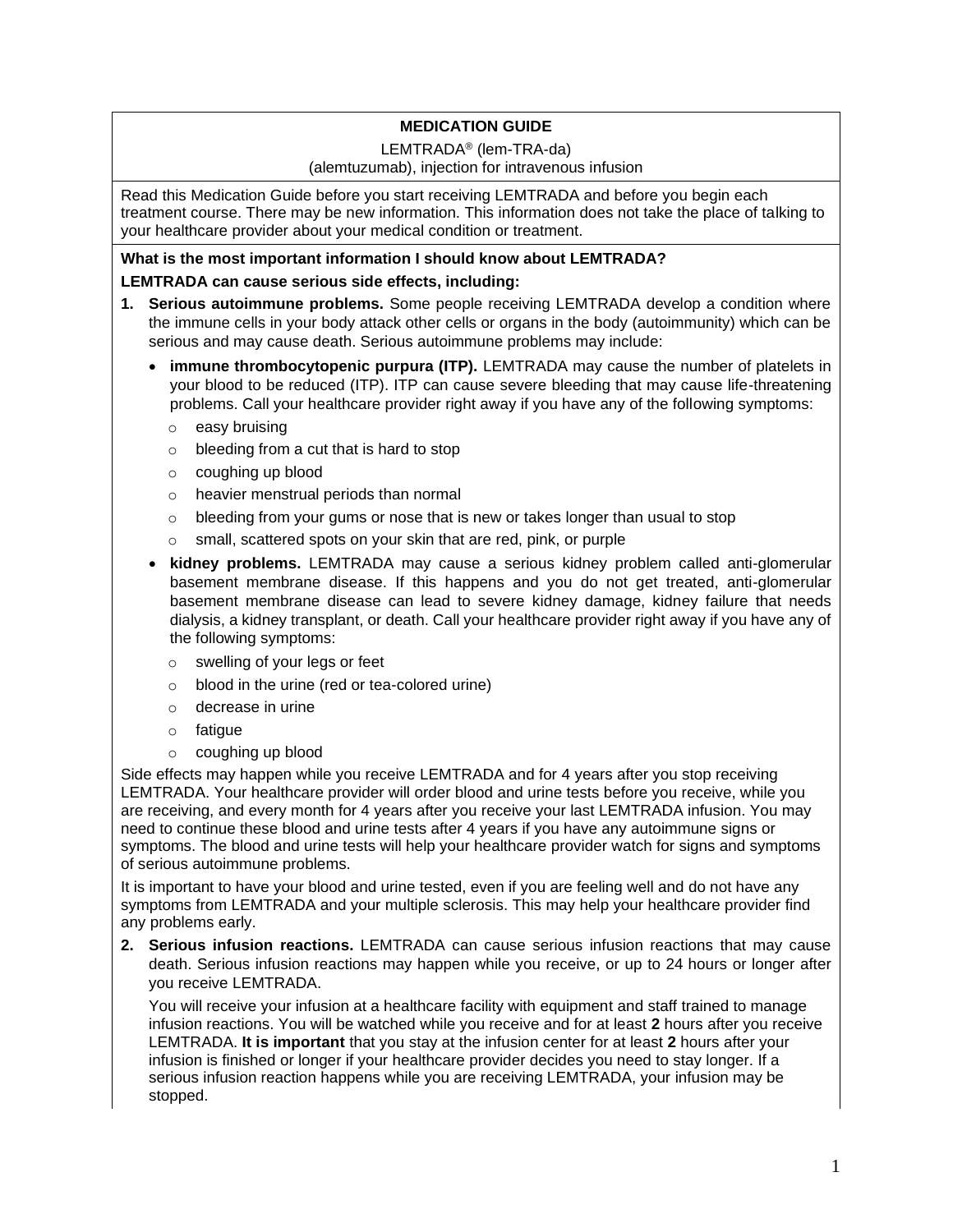# MEDICATION GUIDE

LEMTRADA® (lem-TRA-da)
(alemtuzumab), injection for intravenous infusion

Read this Medication Guide before you start receiving LEMTRADA and before you begin each treatment course. There may be new information. This information does not take the place of talking to your healthcare provider about your medical condition or treatment.

**What is the most important information I should know about LEMTRADA?**

**LEMTRADA can cause serious side effects, including:**

1. **Serious autoimmune problems.** Some people receiving LEMTRADA develop a condition where the immune cells in your body attack other cells or organs in the body (autoimmunity) which can be serious and may cause death. Serious autoimmune problems may include:
   - **immune thrombocytopenic purpura (ITP).** LEMTRADA may cause the number of platelets in your blood to be reduced (ITP). ITP can cause severe bleeding that may cause life-threatening problems. Call your healthcare provider right away if you have any of the following symptoms:
     - easy bruising
     - bleeding from a cut that is hard to stop
     - coughing up blood
     - heavier menstrual periods than normal
     - bleeding from your gums or nose that is new or takes longer than usual to stop
     - small, scattered spots on your skin that are red, pink, or purple
   - **kidney problems.** LEMTRADA may cause a serious kidney problem called anti-glomerular basement membrane disease. If this happens and you do not get treated, anti-glomerular basement membrane disease can lead to severe kidney damage, kidney failure that needs dialysis, a kidney transplant, or death. Call your healthcare provider right away if you have any of the following symptoms:
     - swelling of your legs or feet
     - blood in the urine (red or tea-colored urine)
     - decrease in urine
     - fatigue
     - coughing up blood

Side effects may happen while you receive LEMTRADA and for 4 years after you stop receiving LEMTRADA. Your healthcare provider will order blood and urine tests before you receive, while you are receiving, and every month for 4 years after you receive your last LEMTRADA infusion. You may need to continue these blood and urine tests after 4 years if you have any autoimmune signs or symptoms. The blood and urine tests will help your healthcare provider watch for signs and symptoms of serious autoimmune problems.

It is important to have your blood and urine tested, even if you are feeling well and do not have any symptoms from LEMTRADA and your multiple sclerosis. This may help your healthcare provider find any problems early.

2. **Serious infusion reactions.** LEMTRADA can cause serious infusion reactions that may cause death. Serious infusion reactions may happen while you receive, or up to 24 hours or longer after you receive LEMTRADA.

   You will receive your infusion at a healthcare facility with equipment and staff trained to manage infusion reactions. You will be watched while you receive and for at least **2** hours after you receive LEMTRADA. **It is important** that you stay at the infusion center for at least **2** hours after your infusion is finished or longer if your healthcare provider decides you need to stay longer. If a serious infusion reaction happens while you are receiving LEMTRADA, your infusion may be stopped.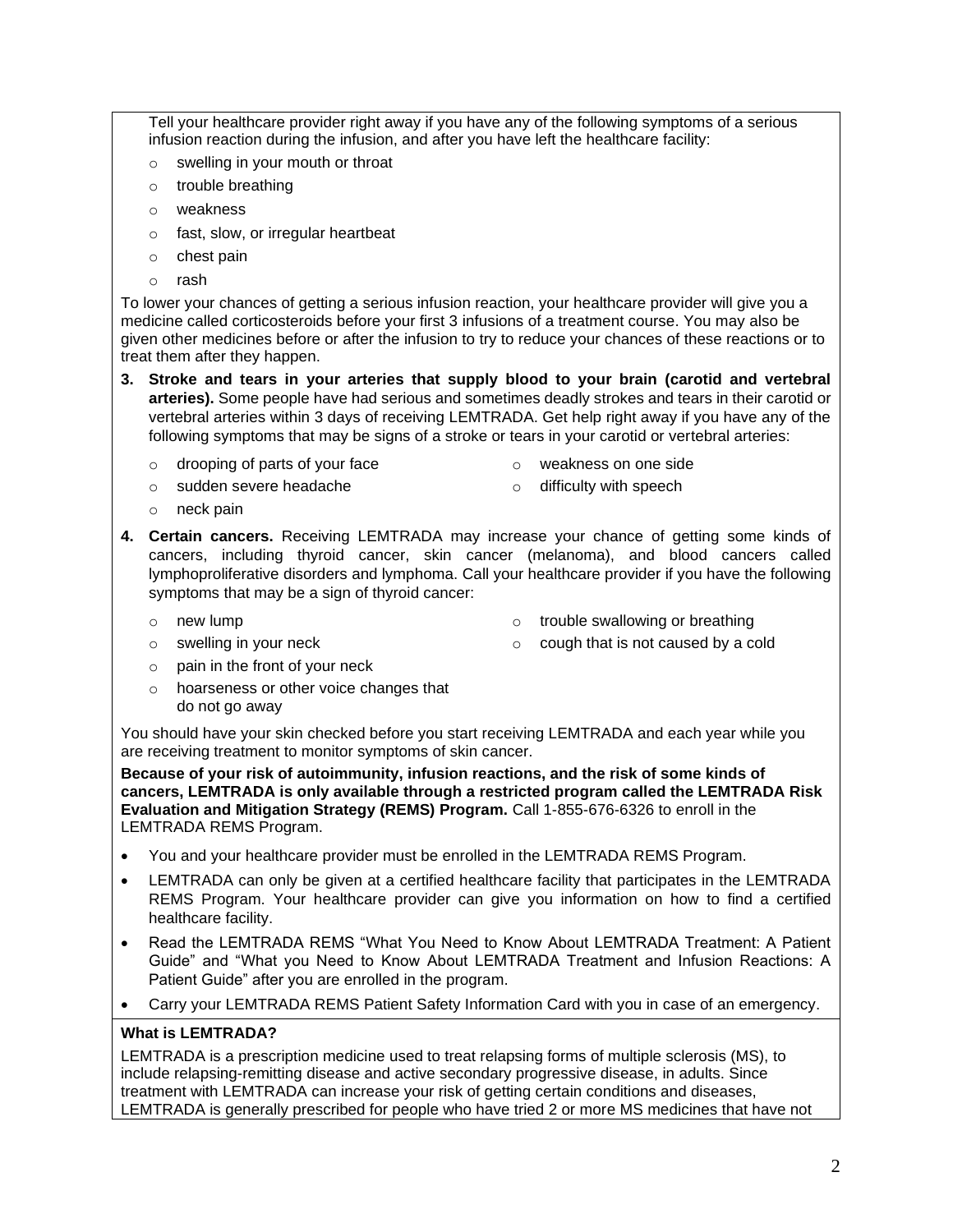Tell your healthcare provider right away if you have any of the following symptoms of a serious infusion reaction during the infusion, and after you have left the healthcare facility:

- swelling in your mouth or throat
- trouble breathing
- weakness
- fast, slow, or irregular heartbeat
- chest pain
- rash

To lower your chances of getting a serious infusion reaction, your healthcare provider will give you a medicine called corticosteroids before your first 3 infusions of a treatment course. You may also be given other medicines before or after the infusion to try to reduce your chances of these reactions or to treat them after they happen.

3. **Stroke and tears in your arteries that supply blood to your brain (carotid and vertebral arteries).** Some people have had serious and sometimes deadly strokes and tears in their carotid or vertebral arteries within 3 days of receiving LEMTRADA. Get help right away if you have any of the following symptoms that may be signs of a stroke or tears in your carotid or vertebral arteries:
   - drooping of parts of your face
   - weakness on one side
   - sudden severe headache
   - difficulty with speech
   - neck pain

4. **Certain cancers.** Receiving LEMTRADA may increase your chance of getting some kinds of cancers, including thyroid cancer, skin cancer (melanoma), and blood cancers called lymphoproliferative disorders and lymphoma. Call your healthcare provider if you have the following symptoms that may be a sign of thyroid cancer:
   - new lump
   - trouble swallowing or breathing
   - swelling in your neck
   - cough that is not caused by a cold
   - pain in the front of your neck
   - hoarseness or other voice changes that do not go away

You should have your skin checked before you start receiving LEMTRADA and each year while you are receiving treatment to monitor symptoms of skin cancer.

**Because of your risk of autoimmunity, infusion reactions, and the risk of some kinds of cancers, LEMTRADA is only available through a restricted program called the LEMTRADA Risk Evaluation and Mitigation Strategy (REMS) Program.** Call 1-855-676-6326 to enroll in the LEMTRADA REMS Program.

- You and your healthcare provider must be enrolled in the LEMTRADA REMS Program.
- LEMTRADA can only be given at a certified healthcare facility that participates in the LEMTRADA REMS Program. Your healthcare provider can give you information on how to find a certified healthcare facility.
- Read the LEMTRADA REMS "What You Need to Know About LEMTRADA Treatment: A Patient Guide" and "What you Need to Know About LEMTRADA Treatment and Infusion Reactions: A Patient Guide" after you are enrolled in the program.
- Carry your LEMTRADA REMS Patient Safety Information Card with you in case of an emergency.

**What is LEMTRADA?**

LEMTRADA is a prescription medicine used to treat relapsing forms of multiple sclerosis (MS), to include relapsing-remitting disease and active secondary progressive disease, in adults. Since treatment with LEMTRADA can increase your risk of getting certain conditions and diseases, LEMTRADA is generally prescribed for people who have tried 2 or more MS medicines that have not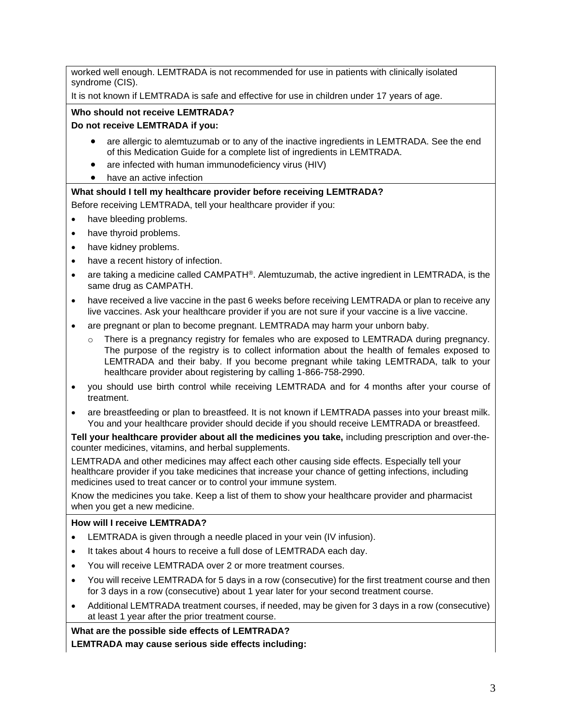worked well enough. LEMTRADA is not recommended for use in patients with clinically isolated syndrome (CIS).

It is not known if LEMTRADA is safe and effective for use in children under 17 years of age.

**Who should not receive LEMTRADA?**

**Do not receive LEMTRADA if you:**

- are allergic to alemtuzumab or to any of the inactive ingredients in LEMTRADA. See the end of this Medication Guide for a complete list of ingredients in LEMTRADA.
- are infected with human immunodeficiency virus (HIV)
- have an active infection

**What should I tell my healthcare provider before receiving LEMTRADA?**

Before receiving LEMTRADA, tell your healthcare provider if you:

- have bleeding problems.
- have thyroid problems.
- have kidney problems.
- have a recent history of infection.
- are taking a medicine called CAMPATH®. Alemtuzumab, the active ingredient in LEMTRADA, is the same drug as CAMPATH.
- have received a live vaccine in the past 6 weeks before receiving LEMTRADA or plan to receive any live vaccines. Ask your healthcare provider if you are not sure if your vaccine is a live vaccine.
- are pregnant or plan to become pregnant. LEMTRADA may harm your unborn baby.
  - There is a pregnancy registry for females who are exposed to LEMTRADA during pregnancy. The purpose of the registry is to collect information about the health of females exposed to LEMTRADA and their baby. If you become pregnant while taking LEMTRADA, talk to your healthcare provider about registering by calling 1-866-758-2990.
- you should use birth control while receiving LEMTRADA and for 4 months after your course of treatment.
- are breastfeeding or plan to breastfeed. It is not known if LEMTRADA passes into your breast milk. You and your healthcare provider should decide if you should receive LEMTRADA or breastfeed.

**Tell your healthcare provider about all the medicines you take,** including prescription and over-the-counter medicines, vitamins, and herbal supplements.

LEMTRADA and other medicines may affect each other causing side effects. Especially tell your healthcare provider if you take medicines that increase your chance of getting infections, including medicines used to treat cancer or to control your immune system.

Know the medicines you take. Keep a list of them to show your healthcare provider and pharmacist when you get a new medicine.

**How will I receive LEMTRADA?**

- LEMTRADA is given through a needle placed in your vein (IV infusion).
- It takes about 4 hours to receive a full dose of LEMTRADA each day.
- You will receive LEMTRADA over 2 or more treatment courses.
- You will receive LEMTRADA for 5 days in a row (consecutive) for the first treatment course and then for 3 days in a row (consecutive) about 1 year later for your second treatment course.
- Additional LEMTRADA treatment courses, if needed, may be given for 3 days in a row (consecutive) at least 1 year after the prior treatment course.

**What are the possible side effects of LEMTRADA?**

**LEMTRADA may cause serious side effects including:**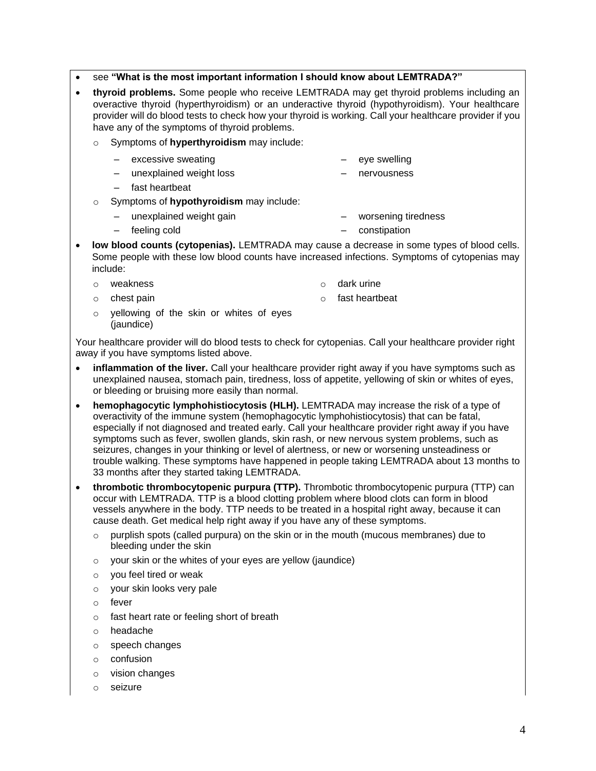- see **"What is the most important information I should know about LEMTRADA?"**
- **thyroid problems.** Some people who receive LEMTRADA may get thyroid problems including an overactive thyroid (hyperthyroidism) or an underactive thyroid (hypothyroidism). Your healthcare provider will do blood tests to check how your thyroid is working. Call your healthcare provider if you have any of the symptoms of thyroid problems.
  - Symptoms of **hyperthyroidism** may include:
    - excessive sweating
    - unexplained weight loss
    - fast heartbeat
    - eye swelling
    - nervousness
  - Symptoms of **hypothyroidism** may include:
    - unexplained weight gain
    - feeling cold
    - worsening tiredness
    - constipation
- **low blood counts (cytopenias).** LEMTRADA may cause a decrease in some types of blood cells. Some people with these low blood counts have increased infections. Symptoms of cytopenias may include:
  - weakness
  - chest pain
  - yellowing of the skin or whites of eyes (jaundice)
  - dark urine
  - fast heartbeat

Your healthcare provider will do blood tests to check for cytopenias. Call your healthcare provider right away if you have symptoms listed above.

- **inflammation of the liver.** Call your healthcare provider right away if you have symptoms such as unexplained nausea, stomach pain, tiredness, loss of appetite, yellowing of skin or whites of eyes, or bleeding or bruising more easily than normal.
- **hemophagocytic lymphohistiocytosis (HLH).** LEMTRADA may increase the risk of a type of overactivity of the immune system (hemophagocytic lymphohistiocytosis) that can be fatal, especially if not diagnosed and treated early. Call your healthcare provider right away if you have symptoms such as fever, swollen glands, skin rash, or new nervous system problems, such as seizures, changes in your thinking or level of alertness, or new or worsening unsteadiness or trouble walking. These symptoms have happened in people taking LEMTRADA about 13 months to 33 months after they started taking LEMTRADA.
- **thrombotic thrombocytopenic purpura (TTP).** Thrombotic thrombocytopenic purpura (TTP) can occur with LEMTRADA. TTP is a blood clotting problem where blood clots can form in blood vessels anywhere in the body. TTP needs to be treated in a hospital right away, because it can cause death. Get medical help right away if you have any of these symptoms.
  - purplish spots (called purpura) on the skin or in the mouth (mucous membranes) due to bleeding under the skin
  - your skin or the whites of your eyes are yellow (jaundice)
  - you feel tired or weak
  - your skin looks very pale
  - fever
  - fast heart rate or feeling short of breath
  - headache
  - speech changes
  - confusion
  - vision changes
  - seizure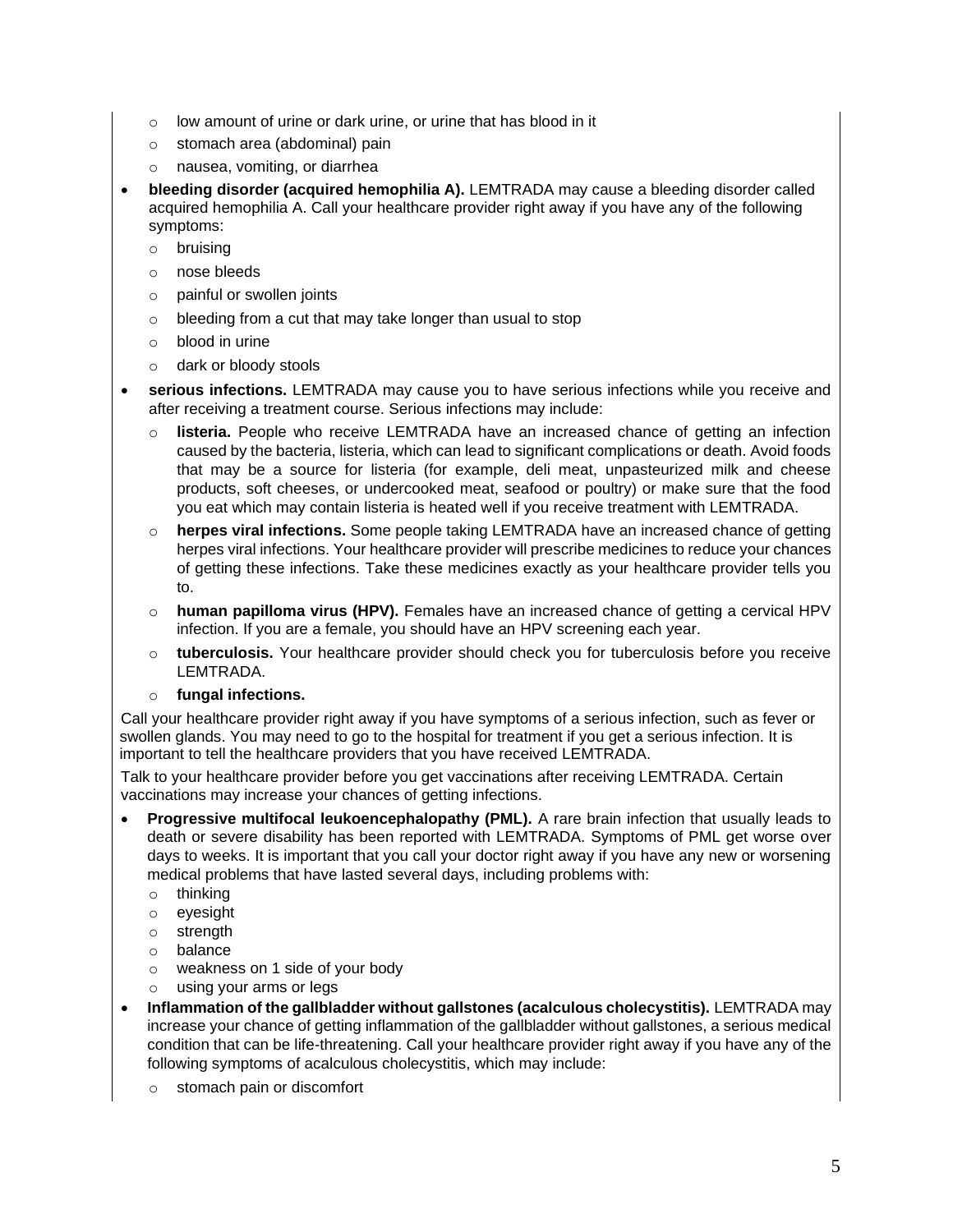- low amount of urine or dark urine, or urine that has blood in it
  - stomach area (abdominal) pain
  - nausea, vomiting, or diarrhea
- **bleeding disorder (acquired hemophilia A).** LEMTRADA may cause a bleeding disorder called acquired hemophilia A. Call your healthcare provider right away if you have any of the following symptoms:
  - bruising
  - nose bleeds
  - painful or swollen joints
  - bleeding from a cut that may take longer than usual to stop
  - blood in urine
  - dark or bloody stools
- **serious infections.** LEMTRADA may cause you to have serious infections while you receive and after receiving a treatment course. Serious infections may include:
  - **listeria.** People who receive LEMTRADA have an increased chance of getting an infection caused by the bacteria, listeria, which can lead to significant complications or death. Avoid foods that may be a source for listeria (for example, deli meat, unpasteurized milk and cheese products, soft cheeses, or undercooked meat, seafood or poultry) or make sure that the food you eat which may contain listeria is heated well if you receive treatment with LEMTRADA.
  - **herpes viral infections.** Some people taking LEMTRADA have an increased chance of getting herpes viral infections. Your healthcare provider will prescribe medicines to reduce your chances of getting these infections. Take these medicines exactly as your healthcare provider tells you to.
  - **human papilloma virus (HPV).** Females have an increased chance of getting a cervical HPV infection. If you are a female, you should have an HPV screening each year.
  - **tuberculosis.** Your healthcare provider should check you for tuberculosis before you receive LEMTRADA.
  - **fungal infections.**

Call your healthcare provider right away if you have symptoms of a serious infection, such as fever or swollen glands. You may need to go to the hospital for treatment if you get a serious infection. It is important to tell the healthcare providers that you have received LEMTRADA.

Talk to your healthcare provider before you get vaccinations after receiving LEMTRADA. Certain vaccinations may increase your chances of getting infections.

- **Progressive multifocal leukoencephalopathy (PML).** A rare brain infection that usually leads to death or severe disability has been reported with LEMTRADA. Symptoms of PML get worse over days to weeks. It is important that you call your doctor right away if you have any new or worsening medical problems that have lasted several days, including problems with:
  - thinking
  - eyesight
  - strength
  - balance
  - weakness on 1 side of your body
  - using your arms or legs
- **Inflammation of the gallbladder without gallstones (acalculous cholecystitis).** LEMTRADA may increase your chance of getting inflammation of the gallbladder without gallstones, a serious medical condition that can be life-threatening. Call your healthcare provider right away if you have any of the following symptoms of acalculous cholecystitis, which may include:
  - stomach pain or discomfort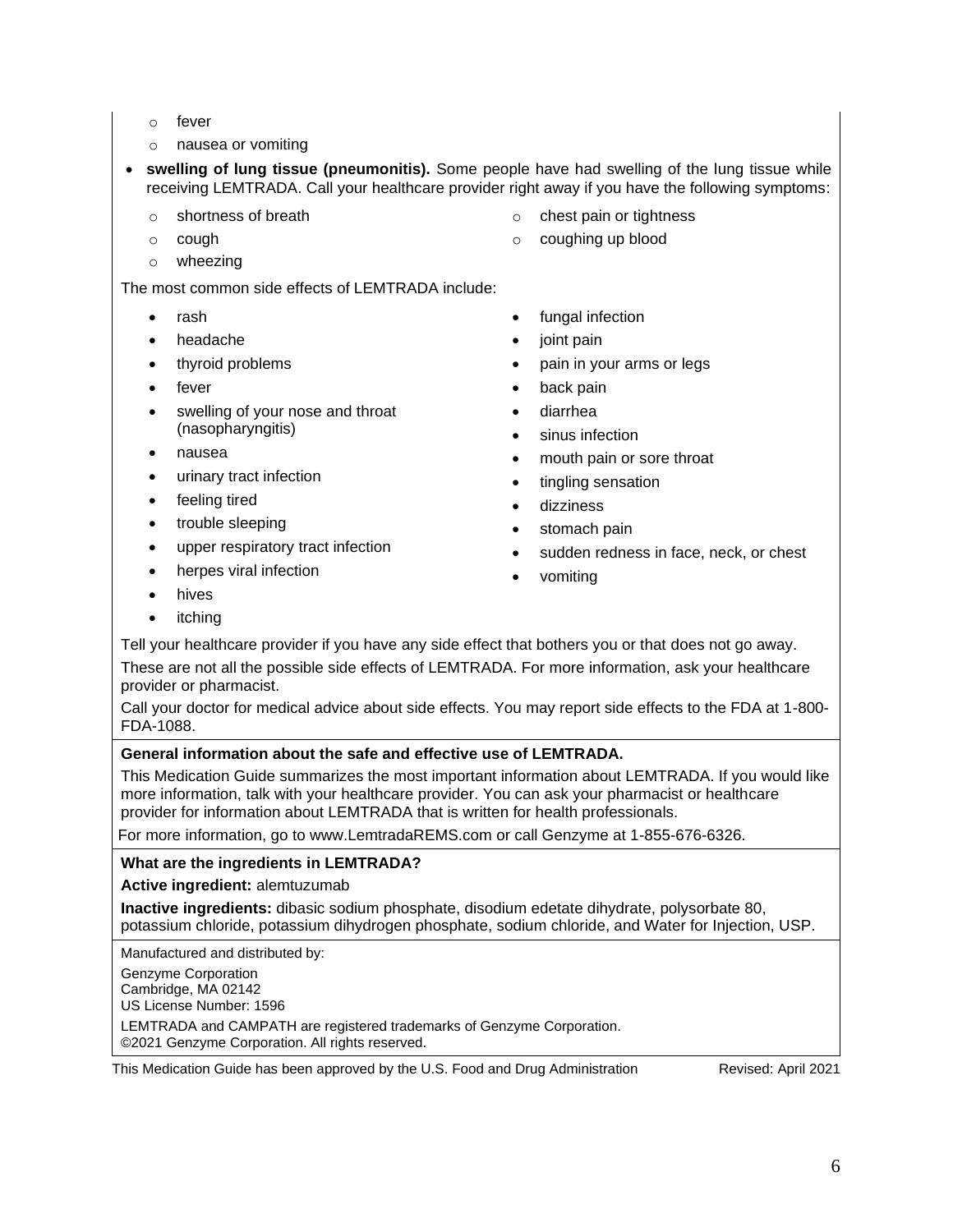- fever
- nausea or vomiting

- **swelling of lung tissue (pneumonitis).** Some people have had swelling of the lung tissue while receiving LEMTRADA. Call your healthcare provider right away if you have the following symptoms:
  - shortness of breath
  - cough
  - wheezing
  - chest pain or tightness
  - coughing up blood

The most common side effects of LEMTRADA include:

- rash
- headache
- thyroid problems
- fever
- swelling of your nose and throat (nasopharyngitis)
- nausea
- urinary tract infection
- feeling tired
- trouble sleeping
- upper respiratory tract infection
- herpes viral infection
- hives
- itching
- fungal infection
- joint pain
- pain in your arms or legs
- back pain
- diarrhea
- sinus infection
- mouth pain or sore throat
- tingling sensation
- dizziness
- stomach pain
- sudden redness in face, neck, or chest
- vomiting

Tell your healthcare provider if you have any side effect that bothers you or that does not go away.

These are not all the possible side effects of LEMTRADA. For more information, ask your healthcare provider or pharmacist.

Call your doctor for medical advice about side effects. You may report side effects to the FDA at 1-800-FDA-1088.

**General information about the safe and effective use of LEMTRADA.**

This Medication Guide summarizes the most important information about LEMTRADA. If you would like more information, talk with your healthcare provider. You can ask your pharmacist or healthcare provider for information about LEMTRADA that is written for health professionals.

For more information, go to www.LemtradaREMS.com or call Genzyme at 1-855-676-6326.

**What are the ingredients in LEMTRADA?**

**Active ingredient:** alemtuzumab

**Inactive ingredients:** dibasic sodium phosphate, disodium edetate dihydrate, polysorbate 80, potassium chloride, potassium dihydrogen phosphate, sodium chloride, and Water for Injection, USP.

Manufactured and distributed by:

Genzyme Corporation
Cambridge, MA 02142
US License Number: 1596

LEMTRADA and CAMPATH are registered trademarks of Genzyme Corporation.
©2021 Genzyme Corporation. All rights reserved.

This Medication Guide has been approved by the U.S. Food and Drug Administration Revised: April 2021